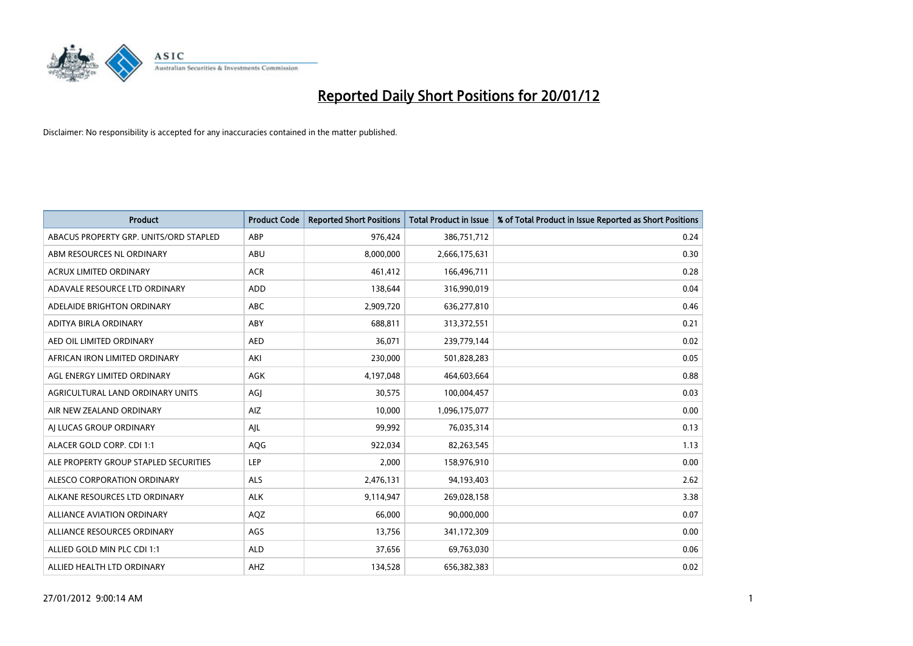# Reported Daily Short Positions for 20/01/12

Disclaimer: No responsibility is accepted for any inaccuracies contained in the matter published.

| Product | Product Code | Reported Short Positions | Total Product in Issue | % of Total Product in Issue Reported as Short Positions |
|---|---|---|---|---|
| ABACUS PROPERTY GRP. UNITS/ORD STAPLED | ABP | 976,424 | 386,751,712 | 0.24 |
| ABM RESOURCES NL ORDINARY | ABU | 8,000,000 | 2,666,175,631 | 0.30 |
| ACRUX LIMITED ORDINARY | ACR | 461,412 | 166,496,711 | 0.28 |
| ADAVALE RESOURCE LTD ORDINARY | ADD | 138,644 | 316,990,019 | 0.04 |
| ADELAIDE BRIGHTON ORDINARY | ABC | 2,909,720 | 636,277,810 | 0.46 |
| ADITYA BIRLA ORDINARY | ABY | 688,811 | 313,372,551 | 0.21 |
| AED OIL LIMITED ORDINARY | AED | 36,071 | 239,779,144 | 0.02 |
| AFRICAN IRON LIMITED ORDINARY | AKI | 230,000 | 501,828,283 | 0.05 |
| AGL ENERGY LIMITED ORDINARY | AGK | 4,197,048 | 464,603,664 | 0.88 |
| AGRICULTURAL LAND ORDINARY UNITS | AGJ | 30,575 | 100,004,457 | 0.03 |
| AIR NEW ZEALAND ORDINARY | AIZ | 10,000 | 1,096,175,077 | 0.00 |
| AJ LUCAS GROUP ORDINARY | AJL | 99,992 | 76,035,314 | 0.13 |
| ALACER GOLD CORP. CDI 1:1 | AQG | 922,034 | 82,263,545 | 1.13 |
| ALE PROPERTY GROUP STAPLED SECURITIES | LEP | 2,000 | 158,976,910 | 0.00 |
| ALESCO CORPORATION ORDINARY | ALS | 2,476,131 | 94,193,403 | 2.62 |
| ALKANE RESOURCES LTD ORDINARY | ALK | 9,114,947 | 269,028,158 | 3.38 |
| ALLIANCE AVIATION ORDINARY | AQZ | 66,000 | 90,000,000 | 0.07 |
| ALLIANCE RESOURCES ORDINARY | AGS | 13,756 | 341,172,309 | 0.00 |
| ALLIED GOLD MIN PLC CDI 1:1 | ALD | 37,656 | 69,763,030 | 0.06 |
| ALLIED HEALTH LTD ORDINARY | AHZ | 134,528 | 656,382,383 | 0.02 |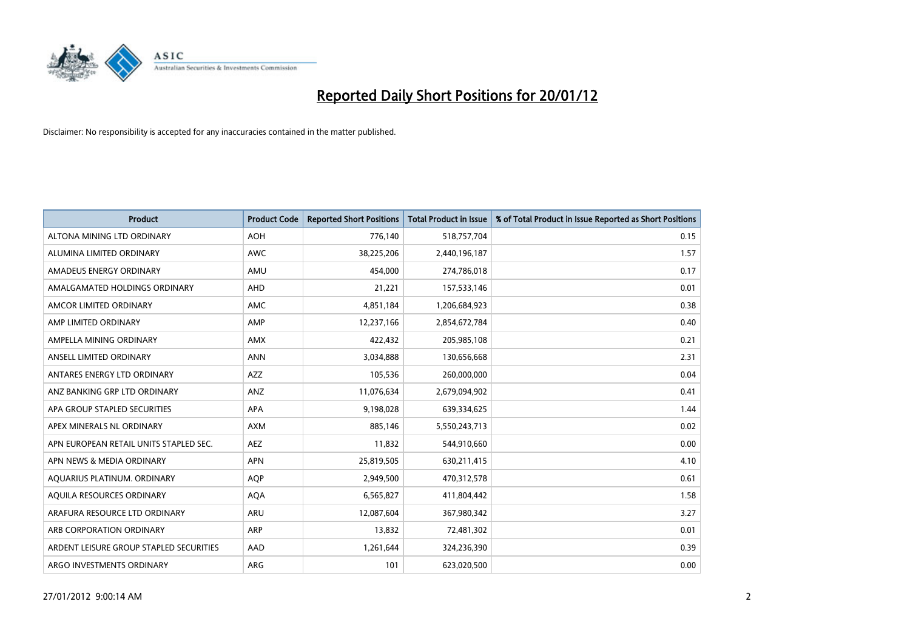# Reported Daily Short Positions for 20/01/12

Disclaimer: No responsibility is accepted for any inaccuracies contained in the matter published.

| Product | Product Code | Reported Short Positions | Total Product in Issue | % of Total Product in Issue Reported as Short Positions |
|---|---|---|---|---|
| ALTONA MINING LTD ORDINARY | AOH | 776,140 | 518,757,704 | 0.15 |
| ALUMINA LIMITED ORDINARY | AWC | 38,225,206 | 2,440,196,187 | 1.57 |
| AMADEUS ENERGY ORDINARY | AMU | 454,000 | 274,786,018 | 0.17 |
| AMALGAMATED HOLDINGS ORDINARY | AHD | 21,221 | 157,533,146 | 0.01 |
| AMCOR LIMITED ORDINARY | AMC | 4,851,184 | 1,206,684,923 | 0.38 |
| AMP LIMITED ORDINARY | AMP | 12,237,166 | 2,854,672,784 | 0.40 |
| AMPELLA MINING ORDINARY | AMX | 422,432 | 205,985,108 | 0.21 |
| ANSELL LIMITED ORDINARY | ANN | 3,034,888 | 130,656,668 | 2.31 |
| ANTARES ENERGY LTD ORDINARY | AZZ | 105,536 | 260,000,000 | 0.04 |
| ANZ BANKING GRP LTD ORDINARY | ANZ | 11,076,634 | 2,679,094,902 | 0.41 |
| APA GROUP STAPLED SECURITIES | APA | 9,198,028 | 639,334,625 | 1.44 |
| APEX MINERALS NL ORDINARY | AXM | 885,146 | 5,550,243,713 | 0.02 |
| APN EUROPEAN RETAIL UNITS STAPLED SEC. | AEZ | 11,832 | 544,910,660 | 0.00 |
| APN NEWS & MEDIA ORDINARY | APN | 25,819,505 | 630,211,415 | 4.10 |
| AQUARIUS PLATINUM. ORDINARY | AQP | 2,949,500 | 470,312,578 | 0.61 |
| AQUILA RESOURCES ORDINARY | AQA | 6,565,827 | 411,804,442 | 1.58 |
| ARAFURA RESOURCE LTD ORDINARY | ARU | 12,087,604 | 367,980,342 | 3.27 |
| ARB CORPORATION ORDINARY | ARP | 13,832 | 72,481,302 | 0.01 |
| ARDENT LEISURE GROUP STAPLED SECURITIES | AAD | 1,261,644 | 324,236,390 | 0.39 |
| ARGO INVESTMENTS ORDINARY | ARG | 101 | 623,020,500 | 0.00 |

27/01/2012 9:00:14 AM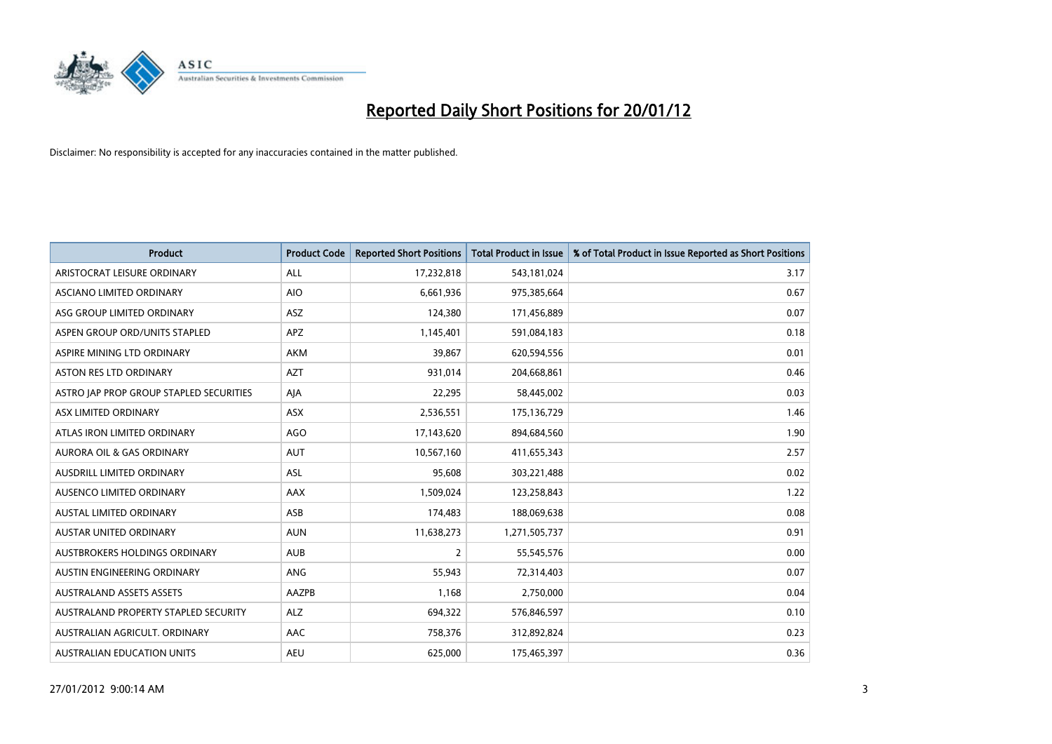# Reported Daily Short Positions for 20/01/12

Disclaimer: No responsibility is accepted for any inaccuracies contained in the matter published.

| Product | Product Code | Reported Short Positions | Total Product in Issue | % of Total Product in Issue Reported as Short Positions |
|---|---|---|---|---|
| ARISTOCRAT LEISURE ORDINARY | ALL | 17,232,818 | 543,181,024 | 3.17 |
| ASCIANO LIMITED ORDINARY | AIO | 6,661,936 | 975,385,664 | 0.67 |
| ASG GROUP LIMITED ORDINARY | ASZ | 124,380 | 171,456,889 | 0.07 |
| ASPEN GROUP ORD/UNITS STAPLED | APZ | 1,145,401 | 591,084,183 | 0.18 |
| ASPIRE MINING LTD ORDINARY | AKM | 39,867 | 620,594,556 | 0.01 |
| ASTON RES LTD ORDINARY | AZT | 931,014 | 204,668,861 | 0.46 |
| ASTRO JAP PROP GROUP STAPLED SECURITIES | AJA | 22,295 | 58,445,002 | 0.03 |
| ASX LIMITED ORDINARY | ASX | 2,536,551 | 175,136,729 | 1.46 |
| ATLAS IRON LIMITED ORDINARY | AGO | 17,143,620 | 894,684,560 | 1.90 |
| AURORA OIL & GAS ORDINARY | AUT | 10,567,160 | 411,655,343 | 2.57 |
| AUSDRILL LIMITED ORDINARY | ASL | 95,608 | 303,221,488 | 0.02 |
| AUSENCO LIMITED ORDINARY | AAX | 1,509,024 | 123,258,843 | 1.22 |
| AUSTAL LIMITED ORDINARY | ASB | 174,483 | 188,069,638 | 0.08 |
| AUSTAR UNITED ORDINARY | AUN | 11,638,273 | 1,271,505,737 | 0.91 |
| AUSTBROKERS HOLDINGS ORDINARY | AUB | 2 | 55,545,576 | 0.00 |
| AUSTIN ENGINEERING ORDINARY | ANG | 55,943 | 72,314,403 | 0.07 |
| AUSTRALAND ASSETS ASSETS | AAZPB | 1,168 | 2,750,000 | 0.04 |
| AUSTRALAND PROPERTY STAPLED SECURITY | ALZ | 694,322 | 576,846,597 | 0.10 |
| AUSTRALIAN AGRICULT. ORDINARY | AAC | 758,376 | 312,892,824 | 0.23 |
| AUSTRALIAN EDUCATION UNITS | AEU | 625,000 | 175,465,397 | 0.36 |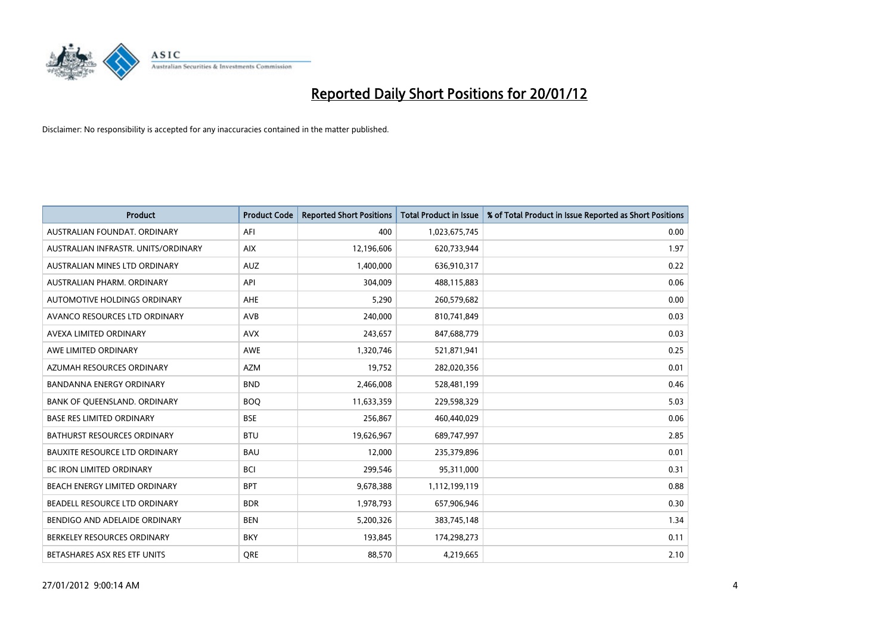# Reported Daily Short Positions for 20/01/12

Disclaimer: No responsibility is accepted for any inaccuracies contained in the matter published.

| Product | Product Code | Reported Short Positions | Total Product in Issue | % of Total Product in Issue Reported as Short Positions |
|---|---|---|---|---|
| AUSTRALIAN FOUNDAT. ORDINARY | AFI | 400 | 1,023,675,745 | 0.00 |
| AUSTRALIAN INFRASTR. UNITS/ORDINARY | AIX | 12,196,606 | 620,733,944 | 1.97 |
| AUSTRALIAN MINES LTD ORDINARY | AUZ | 1,400,000 | 636,910,317 | 0.22 |
| AUSTRALIAN PHARM. ORDINARY | API | 304,009 | 488,115,883 | 0.06 |
| AUTOMOTIVE HOLDINGS ORDINARY | AHE | 5,290 | 260,579,682 | 0.00 |
| AVANCO RESOURCES LTD ORDINARY | AVB | 240,000 | 810,741,849 | 0.03 |
| AVEXA LIMITED ORDINARY | AVX | 243,657 | 847,688,779 | 0.03 |
| AWE LIMITED ORDINARY | AWE | 1,320,746 | 521,871,941 | 0.25 |
| AZUMAH RESOURCES ORDINARY | AZM | 19,752 | 282,020,356 | 0.01 |
| BANDANNA ENERGY ORDINARY | BND | 2,466,008 | 528,481,199 | 0.46 |
| BANK OF QUEENSLAND. ORDINARY | BOQ | 11,633,359 | 229,598,329 | 5.03 |
| BASE RES LIMITED ORDINARY | BSE | 256,867 | 460,440,029 | 0.06 |
| BATHURST RESOURCES ORDINARY | BTU | 19,626,967 | 689,747,997 | 2.85 |
| BAUXITE RESOURCE LTD ORDINARY | BAU | 12,000 | 235,379,896 | 0.01 |
| BC IRON LIMITED ORDINARY | BCI | 299,546 | 95,311,000 | 0.31 |
| BEACH ENERGY LIMITED ORDINARY | BPT | 9,678,388 | 1,112,199,119 | 0.88 |
| BEADELL RESOURCE LTD ORDINARY | BDR | 1,978,793 | 657,906,946 | 0.30 |
| BENDIGO AND ADELAIDE ORDINARY | BEN | 5,200,326 | 383,745,148 | 1.34 |
| BERKELEY RESOURCES ORDINARY | BKY | 193,845 | 174,298,273 | 0.11 |
| BETASHARES ASX RES ETF UNITS | QRE | 88,570 | 4,219,665 | 2.10 |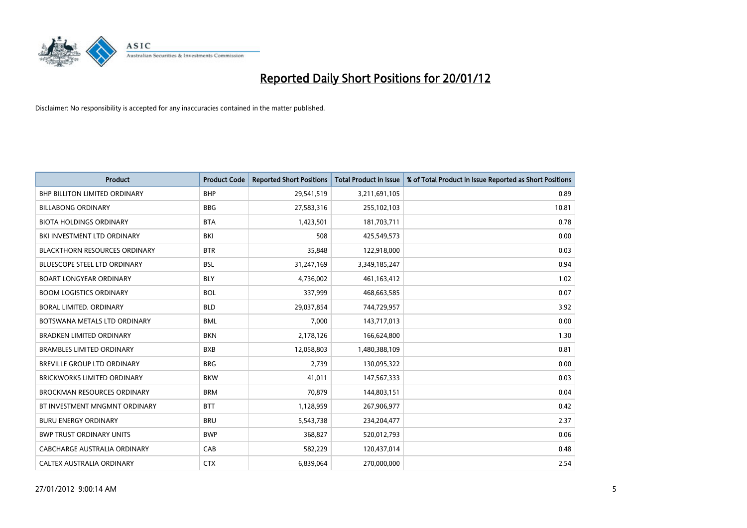# Reported Daily Short Positions for 20/01/12

Disclaimer: No responsibility is accepted for any inaccuracies contained in the matter published.

| Product | Product Code | Reported Short Positions | Total Product in Issue | % of Total Product in Issue Reported as Short Positions |
|---|---|---|---|---|
| BHP BILLITON LIMITED ORDINARY | BHP | 29,541,519 | 3,211,691,105 | 0.89 |
| BILLABONG ORDINARY | BBG | 27,583,316 | 255,102,103 | 10.81 |
| BIOTA HOLDINGS ORDINARY | BTA | 1,423,501 | 181,703,711 | 0.78 |
| BKI INVESTMENT LTD ORDINARY | BKI | 508 | 425,549,573 | 0.00 |
| BLACKTHORN RESOURCES ORDINARY | BTR | 35,848 | 122,918,000 | 0.03 |
| BLUESCOPE STEEL LTD ORDINARY | BSL | 31,247,169 | 3,349,185,247 | 0.94 |
| BOART LONGYEAR ORDINARY | BLY | 4,736,002 | 461,163,412 | 1.02 |
| BOOM LOGISTICS ORDINARY | BOL | 337,999 | 468,663,585 | 0.07 |
| BORAL LIMITED. ORDINARY | BLD | 29,037,854 | 744,729,957 | 3.92 |
| BOTSWANA METALS LTD ORDINARY | BML | 7,000 | 143,717,013 | 0.00 |
| BRADKEN LIMITED ORDINARY | BKN | 2,178,126 | 166,624,800 | 1.30 |
| BRAMBLES LIMITED ORDINARY | BXB | 12,058,803 | 1,480,388,109 | 0.81 |
| BREVILLE GROUP LTD ORDINARY | BRG | 2,739 | 130,095,322 | 0.00 |
| BRICKWORKS LIMITED ORDINARY | BKW | 41,011 | 147,567,333 | 0.03 |
| BROCKMAN RESOURCES ORDINARY | BRM | 70,879 | 144,803,151 | 0.04 |
| BT INVESTMENT MNGMNT ORDINARY | BTT | 1,128,959 | 267,906,977 | 0.42 |
| BURU ENERGY ORDINARY | BRU | 5,543,738 | 234,204,477 | 2.37 |
| BWP TRUST ORDINARY UNITS | BWP | 368,827 | 520,012,793 | 0.06 |
| CABCHARGE AUSTRALIA ORDINARY | CAB | 582,229 | 120,437,014 | 0.48 |
| CALTEX AUSTRALIA ORDINARY | CTX | 6,839,064 | 270,000,000 | 2.54 |

27/01/2012 9:00:14 AM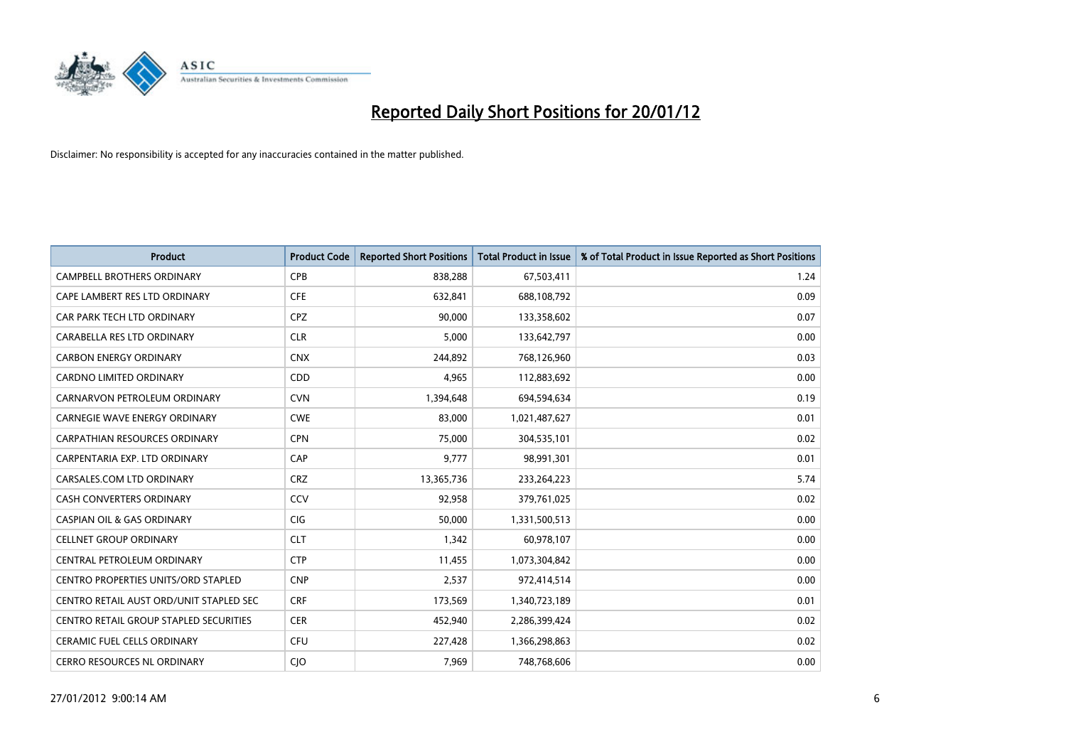# Reported Daily Short Positions for 20/01/12

Disclaimer: No responsibility is accepted for any inaccuracies contained in the matter published.

| Product | Product Code | Reported Short Positions | Total Product in Issue | % of Total Product in Issue Reported as Short Positions |
|---|---|---|---|---|
| CAMPBELL BROTHERS ORDINARY | CPB | 838,288 | 67,503,411 | 1.24 |
| CAPE LAMBERT RES LTD ORDINARY | CFE | 632,841 | 688,108,792 | 0.09 |
| CAR PARK TECH LTD ORDINARY | CPZ | 90,000 | 133,358,602 | 0.07 |
| CARABELLA RES LTD ORDINARY | CLR | 5,000 | 133,642,797 | 0.00 |
| CARBON ENERGY ORDINARY | CNX | 244,892 | 768,126,960 | 0.03 |
| CARDNO LIMITED ORDINARY | CDD | 4,965 | 112,883,692 | 0.00 |
| CARNARVON PETROLEUM ORDINARY | CVN | 1,394,648 | 694,594,634 | 0.19 |
| CARNEGIE WAVE ENERGY ORDINARY | CWE | 83,000 | 1,021,487,627 | 0.01 |
| CARPATHIAN RESOURCES ORDINARY | CPN | 75,000 | 304,535,101 | 0.02 |
| CARPENTARIA EXP. LTD ORDINARY | CAP | 9,777 | 98,991,301 | 0.01 |
| CARSALES.COM LTD ORDINARY | CRZ | 13,365,736 | 233,264,223 | 5.74 |
| CASH CONVERTERS ORDINARY | CCV | 92,958 | 379,761,025 | 0.02 |
| CASPIAN OIL & GAS ORDINARY | CIG | 50,000 | 1,331,500,513 | 0.00 |
| CELLNET GROUP ORDINARY | CLT | 1,342 | 60,978,107 | 0.00 |
| CENTRAL PETROLEUM ORDINARY | CTP | 11,455 | 1,073,304,842 | 0.00 |
| CENTRO PROPERTIES UNITS/ORD STAPLED | CNP | 2,537 | 972,414,514 | 0.00 |
| CENTRO RETAIL AUST ORD/UNIT STAPLED SEC | CRF | 173,569 | 1,340,723,189 | 0.01 |
| CENTRO RETAIL GROUP STAPLED SECURITIES | CER | 452,940 | 2,286,399,424 | 0.02 |
| CERAMIC FUEL CELLS ORDINARY | CFU | 227,428 | 1,366,298,863 | 0.02 |
| CERRO RESOURCES NL ORDINARY | CJO | 7,969 | 748,768,606 | 0.00 |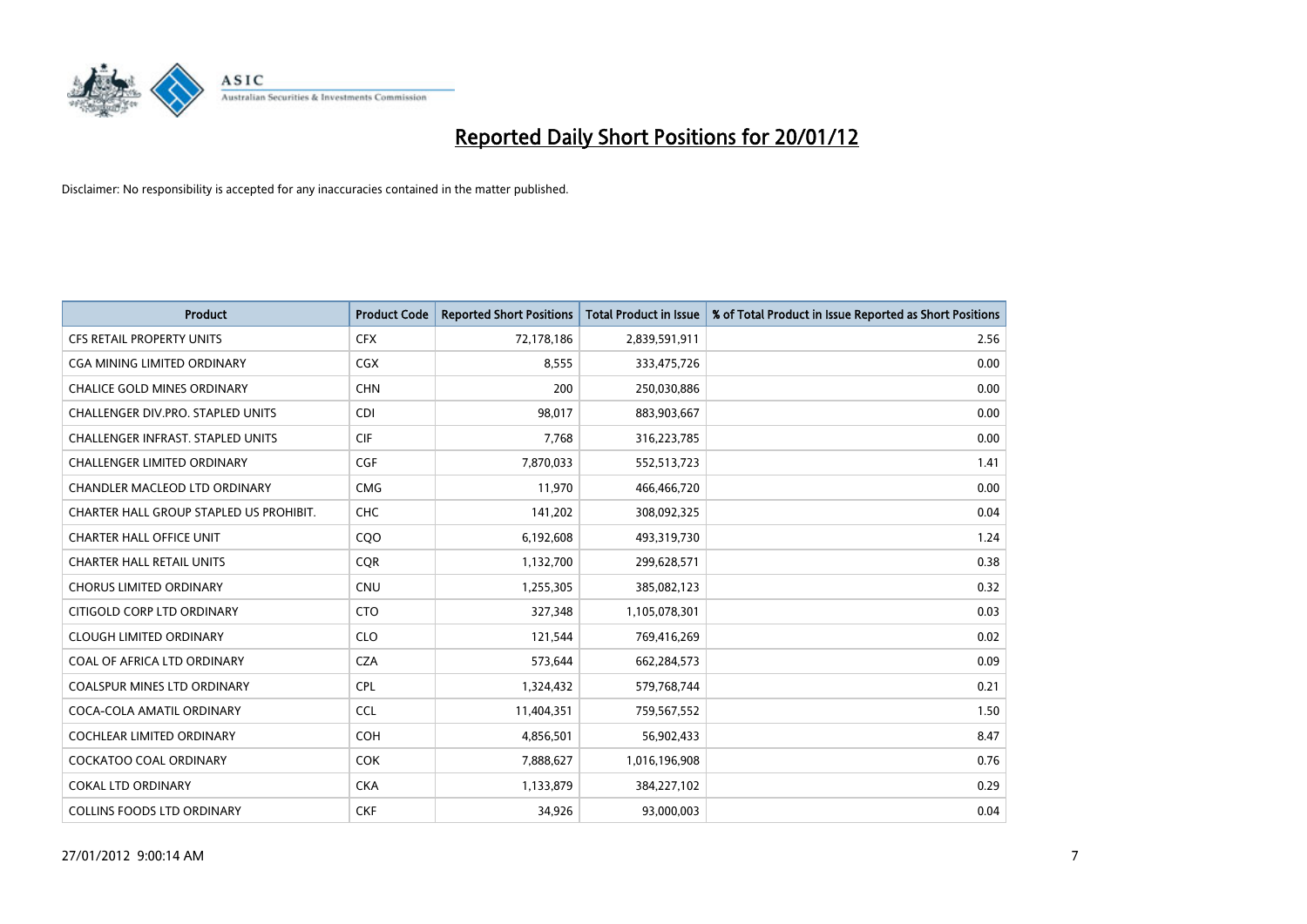# Reported Daily Short Positions for 20/01/12

Disclaimer: No responsibility is accepted for any inaccuracies contained in the matter published.

| Product | Product Code | Reported Short Positions | Total Product in Issue | % of Total Product in Issue Reported as Short Positions |
|---|---|---|---|---|
| CFS RETAIL PROPERTY UNITS | CFX | 72,178,186 | 2,839,591,911 | 2.56 |
| CGA MINING LIMITED ORDINARY | CGX | 8,555 | 333,475,726 | 0.00 |
| CHALICE GOLD MINES ORDINARY | CHN | 200 | 250,030,886 | 0.00 |
| CHALLENGER DIV.PRO. STAPLED UNITS | CDI | 98,017 | 883,903,667 | 0.00 |
| CHALLENGER INFRAST. STAPLED UNITS | CIF | 7,768 | 316,223,785 | 0.00 |
| CHALLENGER LIMITED ORDINARY | CGF | 7,870,033 | 552,513,723 | 1.41 |
| CHANDLER MACLEOD LTD ORDINARY | CMG | 11,970 | 466,466,720 | 0.00 |
| CHARTER HALL GROUP STAPLED US PROHIBIT. | CHC | 141,202 | 308,092,325 | 0.04 |
| CHARTER HALL OFFICE UNIT | CQO | 6,192,608 | 493,319,730 | 1.24 |
| CHARTER HALL RETAIL UNITS | CQR | 1,132,700 | 299,628,571 | 0.38 |
| CHORUS LIMITED ORDINARY | CNU | 1,255,305 | 385,082,123 | 0.32 |
| CITIGOLD CORP LTD ORDINARY | CTO | 327,348 | 1,105,078,301 | 0.03 |
| CLOUGH LIMITED ORDINARY | CLO | 121,544 | 769,416,269 | 0.02 |
| COAL OF AFRICA LTD ORDINARY | CZA | 573,644 | 662,284,573 | 0.09 |
| COALSPUR MINES LTD ORDINARY | CPL | 1,324,432 | 579,768,744 | 0.21 |
| COCA-COLA AMATIL ORDINARY | CCL | 11,404,351 | 759,567,552 | 1.50 |
| COCHLEAR LIMITED ORDINARY | COH | 4,856,501 | 56,902,433 | 8.47 |
| COCKATOO COAL ORDINARY | COK | 7,888,627 | 1,016,196,908 | 0.76 |
| COKAL LTD ORDINARY | CKA | 1,133,879 | 384,227,102 | 0.29 |
| COLLINS FOODS LTD ORDINARY | CKF | 34,926 | 93,000,003 | 0.04 |

27/01/2012 9:00:14 AM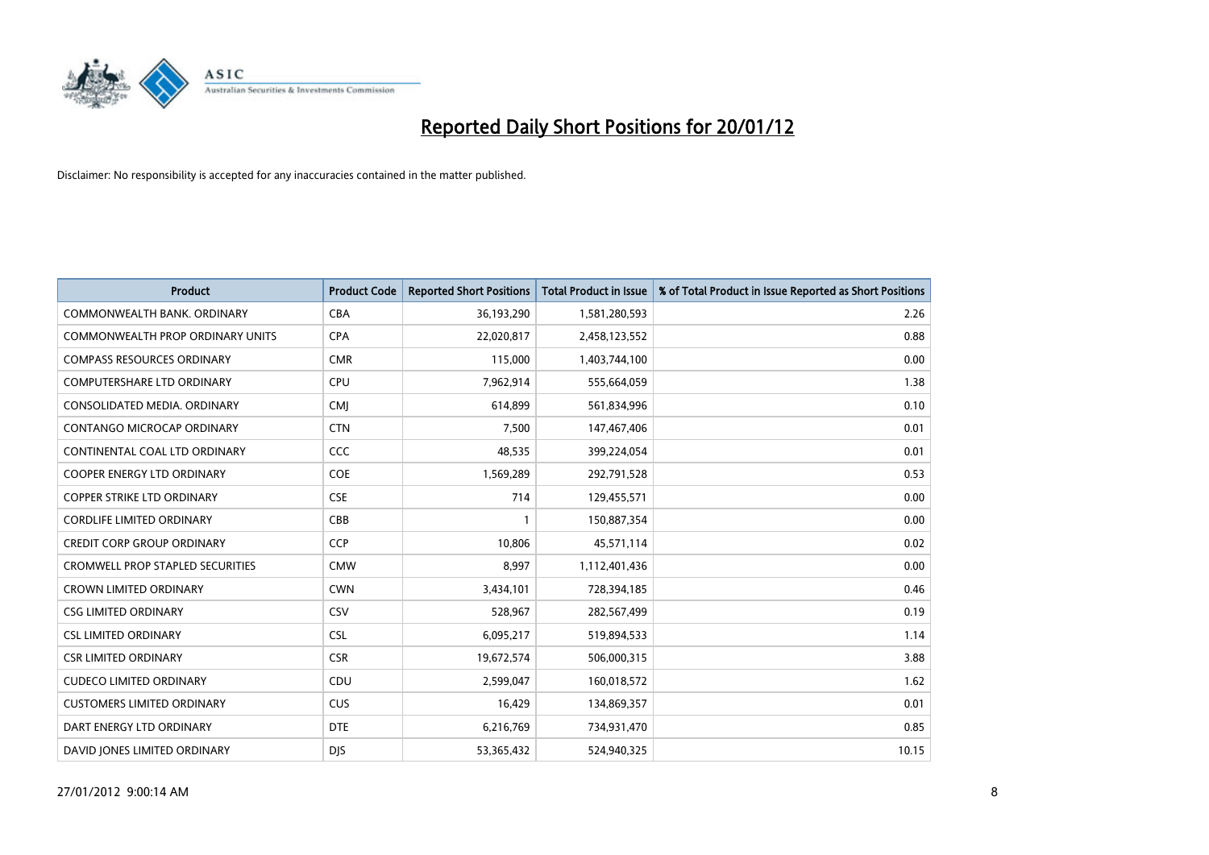# Reported Daily Short Positions for 20/01/12

Disclaimer: No responsibility is accepted for any inaccuracies contained in the matter published.

| Product | Product Code | Reported Short Positions | Total Product in Issue | % of Total Product in Issue Reported as Short Positions |
|---|---|---|---|---|
| COMMONWEALTH BANK. ORDINARY | CBA | 36,193,290 | 1,581,280,593 | 2.26 |
| COMMONWEALTH PROP ORDINARY UNITS | CPA | 22,020,817 | 2,458,123,552 | 0.88 |
| COMPASS RESOURCES ORDINARY | CMR | 115,000 | 1,403,744,100 | 0.00 |
| COMPUTERSHARE LTD ORDINARY | CPU | 7,962,914 | 555,664,059 | 1.38 |
| CONSOLIDATED MEDIA. ORDINARY | CMJ | 614,899 | 561,834,996 | 0.10 |
| CONTANGO MICROCAP ORDINARY | CTN | 7,500 | 147,467,406 | 0.01 |
| CONTINENTAL COAL LTD ORDINARY | CCC | 48,535 | 399,224,054 | 0.01 |
| COOPER ENERGY LTD ORDINARY | COE | 1,569,289 | 292,791,528 | 0.53 |
| COPPER STRIKE LTD ORDINARY | CSE | 714 | 129,455,571 | 0.00 |
| CORDLIFE LIMITED ORDINARY | CBB | 1 | 150,887,354 | 0.00 |
| CREDIT CORP GROUP ORDINARY | CCP | 10,806 | 45,571,114 | 0.02 |
| CROMWELL PROP STAPLED SECURITIES | CMW | 8,997 | 1,112,401,436 | 0.00 |
| CROWN LIMITED ORDINARY | CWN | 3,434,101 | 728,394,185 | 0.46 |
| CSG LIMITED ORDINARY | CSV | 528,967 | 282,567,499 | 0.19 |
| CSL LIMITED ORDINARY | CSL | 6,095,217 | 519,894,533 | 1.14 |
| CSR LIMITED ORDINARY | CSR | 19,672,574 | 506,000,315 | 3.88 |
| CUDECO LIMITED ORDINARY | CDU | 2,599,047 | 160,018,572 | 1.62 |
| CUSTOMERS LIMITED ORDINARY | CUS | 16,429 | 134,869,357 | 0.01 |
| DART ENERGY LTD ORDINARY | DTE | 6,216,769 | 734,931,470 | 0.85 |
| DAVID JONES LIMITED ORDINARY | DJS | 53,365,432 | 524,940,325 | 10.15 |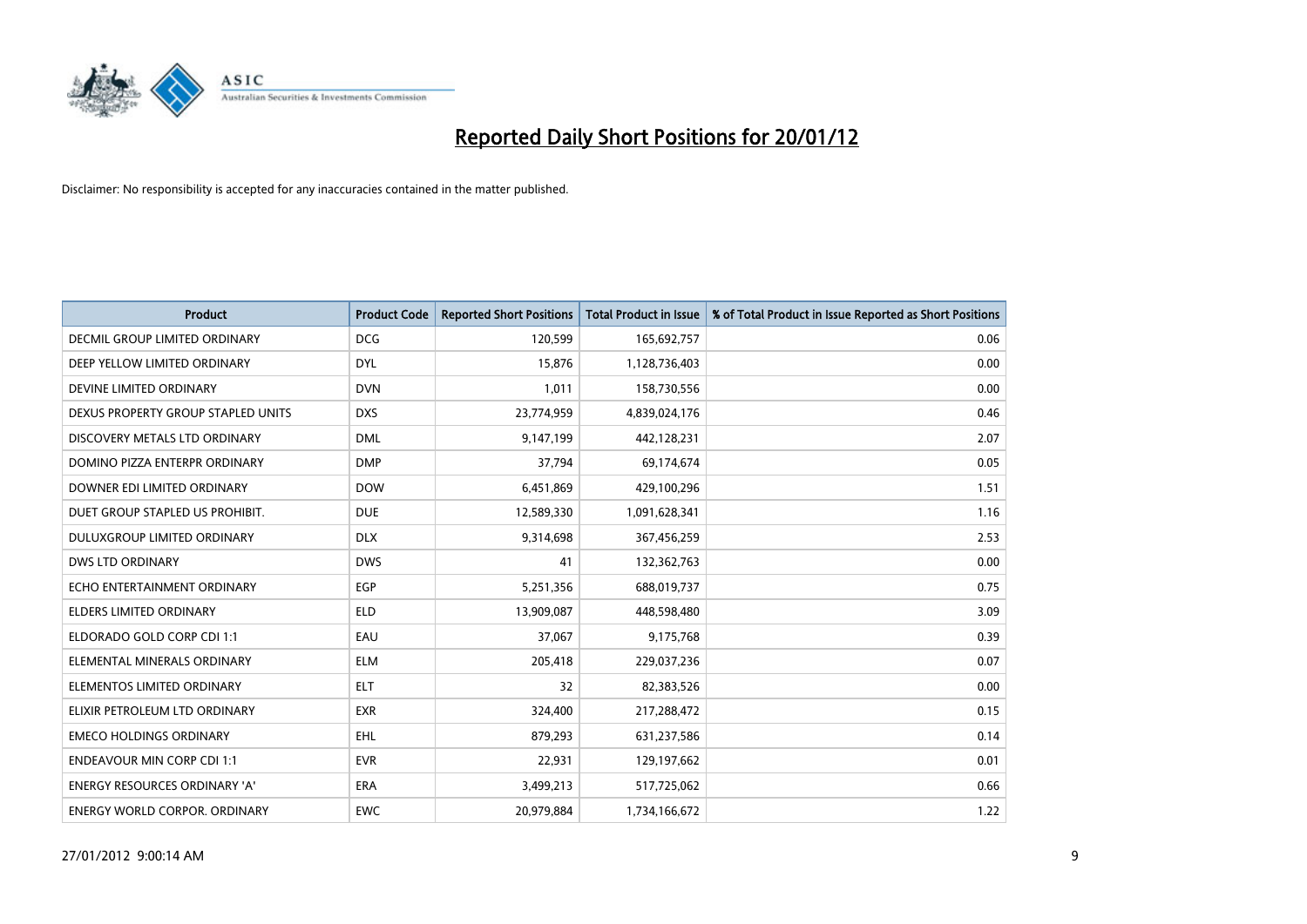# Reported Daily Short Positions for 20/01/12

Disclaimer: No responsibility is accepted for any inaccuracies contained in the matter published.

| Product | Product Code | Reported Short Positions | Total Product in Issue | % of Total Product in Issue Reported as Short Positions |
|---|---|---|---|---|
| DECMIL GROUP LIMITED ORDINARY | DCG | 120,599 | 165,692,757 | 0.06 |
| DEEP YELLOW LIMITED ORDINARY | DYL | 15,876 | 1,128,736,403 | 0.00 |
| DEVINE LIMITED ORDINARY | DVN | 1,011 | 158,730,556 | 0.00 |
| DEXUS PROPERTY GROUP STAPLED UNITS | DXS | 23,774,959 | 4,839,024,176 | 0.46 |
| DISCOVERY METALS LTD ORDINARY | DML | 9,147,199 | 442,128,231 | 2.07 |
| DOMINO PIZZA ENTERPR ORDINARY | DMP | 37,794 | 69,174,674 | 0.05 |
| DOWNER EDI LIMITED ORDINARY | DOW | 6,451,869 | 429,100,296 | 1.51 |
| DUET GROUP STAPLED US PROHIBIT. | DUE | 12,589,330 | 1,091,628,341 | 1.16 |
| DULUXGROUP LIMITED ORDINARY | DLX | 9,314,698 | 367,456,259 | 2.53 |
| DWS LTD ORDINARY | DWS | 41 | 132,362,763 | 0.00 |
| ECHO ENTERTAINMENT ORDINARY | EGP | 5,251,356 | 688,019,737 | 0.75 |
| ELDERS LIMITED ORDINARY | ELD | 13,909,087 | 448,598,480 | 3.09 |
| ELDORADO GOLD CORP CDI 1:1 | EAU | 37,067 | 9,175,768 | 0.39 |
| ELEMENTAL MINERALS ORDINARY | ELM | 205,418 | 229,037,236 | 0.07 |
| ELEMENTOS LIMITED ORDINARY | ELT | 32 | 82,383,526 | 0.00 |
| ELIXIR PETROLEUM LTD ORDINARY | EXR | 324,400 | 217,288,472 | 0.15 |
| EMECO HOLDINGS ORDINARY | EHL | 879,293 | 631,237,586 | 0.14 |
| ENDEAVOUR MIN CORP CDI 1:1 | EVR | 22,931 | 129,197,662 | 0.01 |
| ENERGY RESOURCES ORDINARY 'A' | ERA | 3,499,213 | 517,725,062 | 0.66 |
| ENERGY WORLD CORPOR. ORDINARY | EWC | 20,979,884 | 1,734,166,672 | 1.22 |

27/01/2012 9:00:14 AM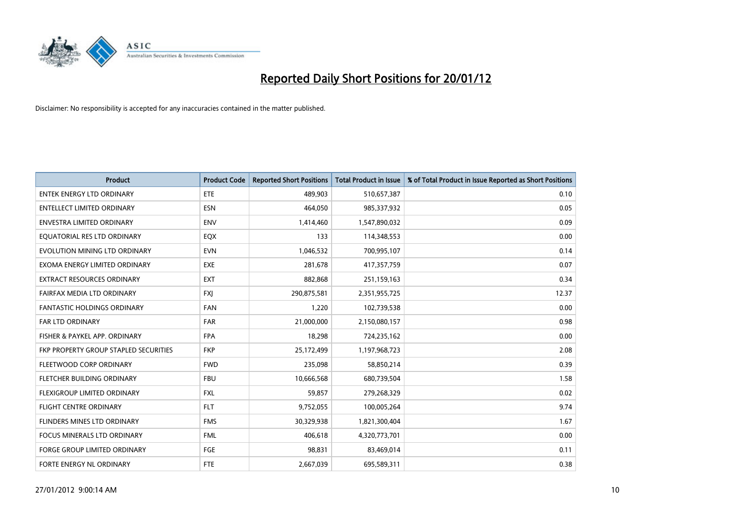# Reported Daily Short Positions for 20/01/12

Disclaimer: No responsibility is accepted for any inaccuracies contained in the matter published.

| Product | Product Code | Reported Short Positions | Total Product in Issue | % of Total Product in Issue Reported as Short Positions |
|---|---|---|---|---|
| ENTEK ENERGY LTD ORDINARY | ETE | 489,903 | 510,657,387 | 0.10 |
| ENTELLECT LIMITED ORDINARY | ESN | 464,050 | 985,337,932 | 0.05 |
| ENVESTRA LIMITED ORDINARY | ENV | 1,414,460 | 1,547,890,032 | 0.09 |
| EQUATORIAL RES LTD ORDINARY | EQX | 133 | 114,348,553 | 0.00 |
| EVOLUTION MINING LTD ORDINARY | EVN | 1,046,532 | 700,995,107 | 0.14 |
| EXOMA ENERGY LIMITED ORDINARY | EXE | 281,678 | 417,357,759 | 0.07 |
| EXTRACT RESOURCES ORDINARY | EXT | 882,868 | 251,159,163 | 0.34 |
| FAIRFAX MEDIA LTD ORDINARY | FXJ | 290,875,581 | 2,351,955,725 | 12.37 |
| FANTASTIC HOLDINGS ORDINARY | FAN | 1,220 | 102,739,538 | 0.00 |
| FAR LTD ORDINARY | FAR | 21,000,000 | 2,150,080,157 | 0.98 |
| FISHER & PAYKEL APP. ORDINARY | FPA | 18,298 | 724,235,162 | 0.00 |
| FKP PROPERTY GROUP STAPLED SECURITIES | FKP | 25,172,499 | 1,197,968,723 | 2.08 |
| FLEETWOOD CORP ORDINARY | FWD | 235,098 | 58,850,214 | 0.39 |
| FLETCHER BUILDING ORDINARY | FBU | 10,666,568 | 680,739,504 | 1.58 |
| FLEXIGROUP LIMITED ORDINARY | FXL | 59,857 | 279,268,329 | 0.02 |
| FLIGHT CENTRE ORDINARY | FLT | 9,752,055 | 100,005,264 | 9.74 |
| FLINDERS MINES LTD ORDINARY | FMS | 30,329,938 | 1,821,300,404 | 1.67 |
| FOCUS MINERALS LTD ORDINARY | FML | 406,618 | 4,320,773,701 | 0.00 |
| FORGE GROUP LIMITED ORDINARY | FGE | 98,831 | 83,469,014 | 0.11 |
| FORTE ENERGY NL ORDINARY | FTE | 2,667,039 | 695,589,311 | 0.38 |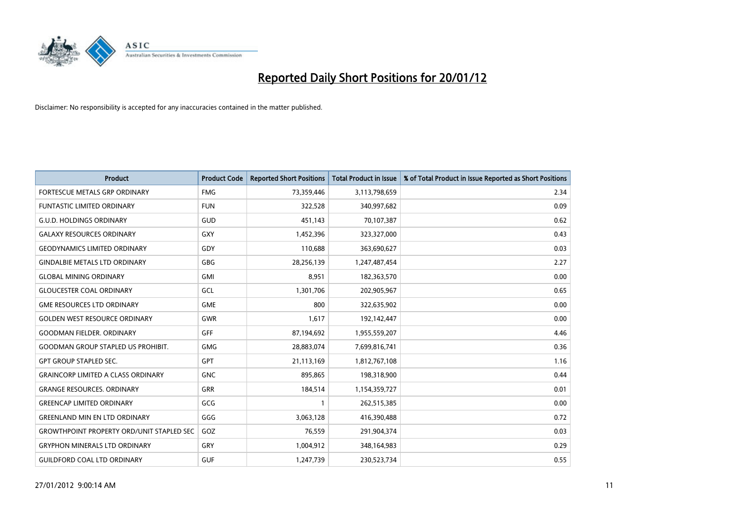# Reported Daily Short Positions for 20/01/12

Disclaimer: No responsibility is accepted for any inaccuracies contained in the matter published.

| Product | Product Code | Reported Short Positions | Total Product in Issue | % of Total Product in Issue Reported as Short Positions |
|---|---|---|---|---|
| FORTESCUE METALS GRP ORDINARY | FMG | 73,359,446 | 3,113,798,659 | 2.34 |
| FUNTASTIC LIMITED ORDINARY | FUN | 322,528 | 340,997,682 | 0.09 |
| G.U.D. HOLDINGS ORDINARY | GUD | 451,143 | 70,107,387 | 0.62 |
| GALAXY RESOURCES ORDINARY | GXY | 1,452,396 | 323,327,000 | 0.43 |
| GEODYNAMICS LIMITED ORDINARY | GDY | 110,688 | 363,690,627 | 0.03 |
| GINDALBIE METALS LTD ORDINARY | GBG | 28,256,139 | 1,247,487,454 | 2.27 |
| GLOBAL MINING ORDINARY | GMI | 8,951 | 182,363,570 | 0.00 |
| GLOUCESTER COAL ORDINARY | GCL | 1,301,706 | 202,905,967 | 0.65 |
| GME RESOURCES LTD ORDINARY | GME | 800 | 322,635,902 | 0.00 |
| GOLDEN WEST RESOURCE ORDINARY | GWR | 1,617 | 192,142,447 | 0.00 |
| GOODMAN FIELDER. ORDINARY | GFF | 87,194,692 | 1,955,559,207 | 4.46 |
| GOODMAN GROUP STAPLED US PROHIBIT. | GMG | 28,883,074 | 7,699,816,741 | 0.36 |
| GPT GROUP STAPLED SEC. | GPT | 21,113,169 | 1,812,767,108 | 1.16 |
| GRAINCORP LIMITED A CLASS ORDINARY | GNC | 895,865 | 198,318,900 | 0.44 |
| GRANGE RESOURCES. ORDINARY | GRR | 184,514 | 1,154,359,727 | 0.01 |
| GREENCAP LIMITED ORDINARY | GCG | 1 | 262,515,385 | 0.00 |
| GREENLAND MIN EN LTD ORDINARY | GGG | 3,063,128 | 416,390,488 | 0.72 |
| GROWTHPOINT PROPERTY ORD/UNIT STAPLED SEC | GOZ | 76,559 | 291,904,374 | 0.03 |
| GRYPHON MINERALS LTD ORDINARY | GRY | 1,004,912 | 348,164,983 | 0.29 |
| GUILDFORD COAL LTD ORDINARY | GUF | 1,247,739 | 230,523,734 | 0.55 |

27/01/2012 9:00:14 AM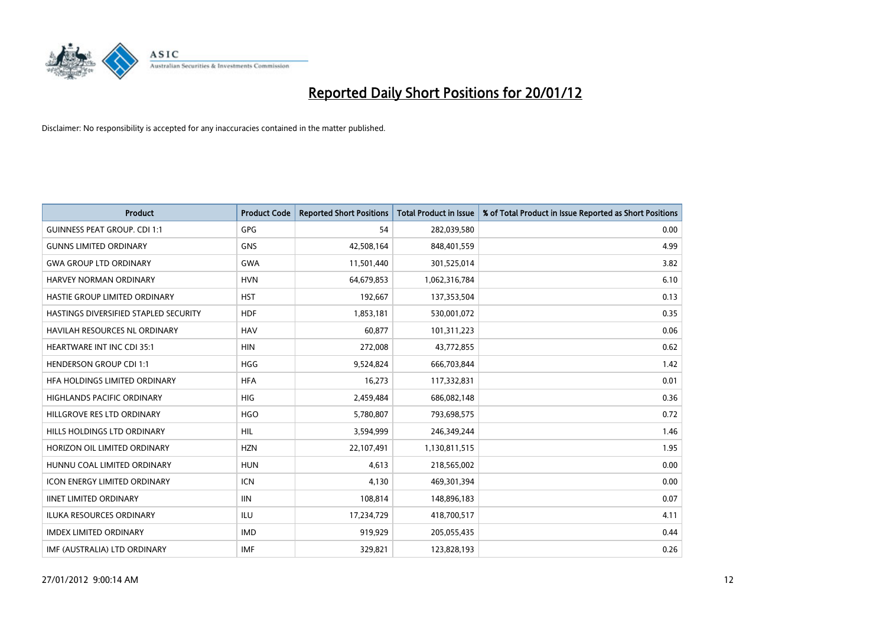# Reported Daily Short Positions for 20/01/12

Disclaimer: No responsibility is accepted for any inaccuracies contained in the matter published.

| Product | Product Code | Reported Short Positions | Total Product in Issue | % of Total Product in Issue Reported as Short Positions |
|---|---|---|---|---|
| GUINNESS PEAT GROUP. CDI 1:1 | GPG | 54 | 282,039,580 | 0.00 |
| GUNNS LIMITED ORDINARY | GNS | 42,508,164 | 848,401,559 | 4.99 |
| GWA GROUP LTD ORDINARY | GWA | 11,501,440 | 301,525,014 | 3.82 |
| HARVEY NORMAN ORDINARY | HVN | 64,679,853 | 1,062,316,784 | 6.10 |
| HASTIE GROUP LIMITED ORDINARY | HST | 192,667 | 137,353,504 | 0.13 |
| HASTINGS DIVERSIFIED STAPLED SECURITY | HDF | 1,853,181 | 530,001,072 | 0.35 |
| HAVILAH RESOURCES NL ORDINARY | HAV | 60,877 | 101,311,223 | 0.06 |
| HEARTWARE INT INC CDI 35:1 | HIN | 272,008 | 43,772,855 | 0.62 |
| HENDERSON GROUP CDI 1:1 | HGG | 9,524,824 | 666,703,844 | 1.42 |
| HFA HOLDINGS LIMITED ORDINARY | HFA | 16,273 | 117,332,831 | 0.01 |
| HIGHLANDS PACIFIC ORDINARY | HIG | 2,459,484 | 686,082,148 | 0.36 |
| HILLGROVE RES LTD ORDINARY | HGO | 5,780,807 | 793,698,575 | 0.72 |
| HILLS HOLDINGS LTD ORDINARY | HIL | 3,594,999 | 246,349,244 | 1.46 |
| HORIZON OIL LIMITED ORDINARY | HZN | 22,107,491 | 1,130,811,515 | 1.95 |
| HUNNU COAL LIMITED ORDINARY | HUN | 4,613 | 218,565,002 | 0.00 |
| ICON ENERGY LIMITED ORDINARY | ICN | 4,130 | 469,301,394 | 0.00 |
| IINET LIMITED ORDINARY | IIN | 108,814 | 148,896,183 | 0.07 |
| ILUKA RESOURCES ORDINARY | ILU | 17,234,729 | 418,700,517 | 4.11 |
| IMDEX LIMITED ORDINARY | IMD | 919,929 | 205,055,435 | 0.44 |
| IMF (AUSTRALIA) LTD ORDINARY | IMF | 329,821 | 123,828,193 | 0.26 |

27/01/2012 9:00:14 AM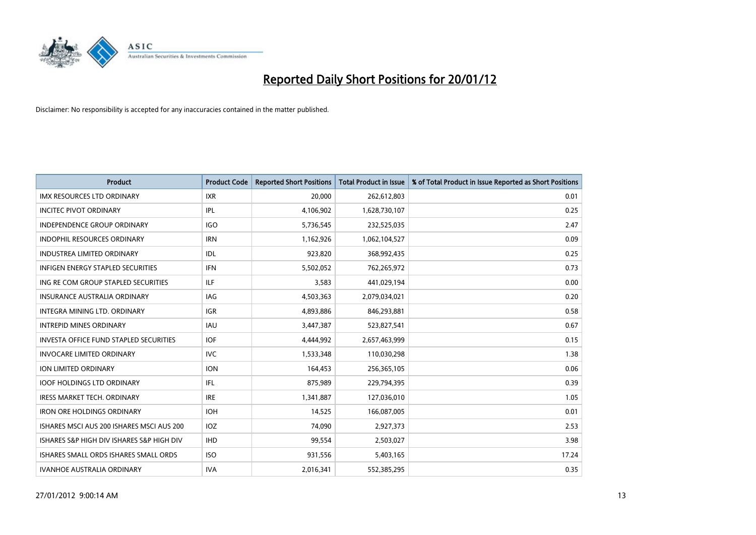# Reported Daily Short Positions for 20/01/12

Disclaimer: No responsibility is accepted for any inaccuracies contained in the matter published.

| Product | Product Code | Reported Short Positions | Total Product in Issue | % of Total Product in Issue Reported as Short Positions |
|---|---|---|---|---|
| IMX RESOURCES LTD ORDINARY | IXR | 20,000 | 262,612,803 | 0.01 |
| INCITEC PIVOT ORDINARY | IPL | 4,106,902 | 1,628,730,107 | 0.25 |
| INDEPENDENCE GROUP ORDINARY | IGO | 5,736,545 | 232,525,035 | 2.47 |
| INDOPHIL RESOURCES ORDINARY | IRN | 1,162,926 | 1,062,104,527 | 0.09 |
| INDUSTREA LIMITED ORDINARY | IDL | 923,820 | 368,992,435 | 0.25 |
| INFIGEN ENERGY STAPLED SECURITIES | IFN | 5,502,052 | 762,265,972 | 0.73 |
| ING RE COM GROUP STAPLED SECURITIES | ILF | 3,583 | 441,029,194 | 0.00 |
| INSURANCE AUSTRALIA ORDINARY | IAG | 4,503,363 | 2,079,034,021 | 0.20 |
| INTEGRA MINING LTD. ORDINARY | IGR | 4,893,886 | 846,293,881 | 0.58 |
| INTREPID MINES ORDINARY | IAU | 3,447,387 | 523,827,541 | 0.67 |
| INVESTA OFFICE FUND STAPLED SECURITIES | IOF | 4,444,992 | 2,657,463,999 | 0.15 |
| INVOCARE LIMITED ORDINARY | IVC | 1,533,348 | 110,030,298 | 1.38 |
| ION LIMITED ORDINARY | ION | 164,453 | 256,365,105 | 0.06 |
| IOOF HOLDINGS LTD ORDINARY | IFL | 875,989 | 229,794,395 | 0.39 |
| IRESS MARKET TECH. ORDINARY | IRE | 1,341,887 | 127,036,010 | 1.05 |
| IRON ORE HOLDINGS ORDINARY | IOH | 14,525 | 166,087,005 | 0.01 |
| ISHARES MSCI AUS 200 ISHARES MSCI AUS 200 | IOZ | 74,090 | 2,927,373 | 2.53 |
| ISHARES S&P HIGH DIV ISHARES S&P HIGH DIV | IHD | 99,554 | 2,503,027 | 3.98 |
| ISHARES SMALL ORDS ISHARES SMALL ORDS | ISO | 931,556 | 5,403,165 | 17.24 |
| IVANHOE AUSTRALIA ORDINARY | IVA | 2,016,341 | 552,385,295 | 0.35 |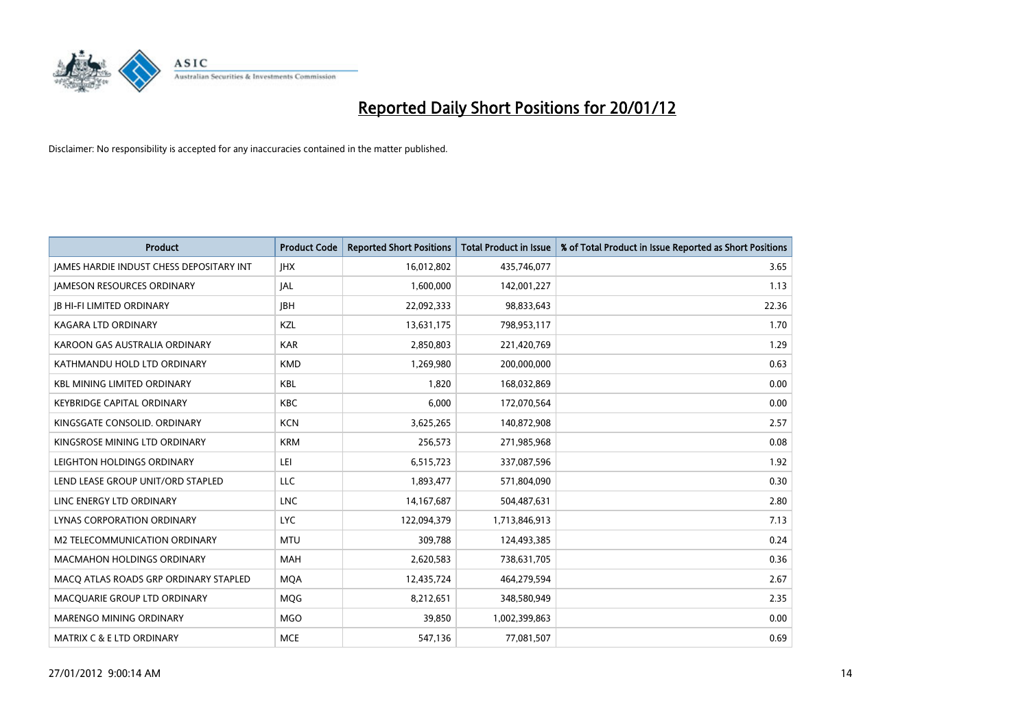# Reported Daily Short Positions for 20/01/12

Disclaimer: No responsibility is accepted for any inaccuracies contained in the matter published.

| Product | Product Code | Reported Short Positions | Total Product in Issue | % of Total Product in Issue Reported as Short Positions |
|---|---|---|---|---|
| JAMES HARDIE INDUST CHESS DEPOSITARY INT | JHX | 16,012,802 | 435,746,077 | 3.65 |
| JAMESON RESOURCES ORDINARY | JAL | 1,600,000 | 142,001,227 | 1.13 |
| JB HI-FI LIMITED ORDINARY | JBH | 22,092,333 | 98,833,643 | 22.36 |
| KAGARA LTD ORDINARY | KZL | 13,631,175 | 798,953,117 | 1.70 |
| KAROON GAS AUSTRALIA ORDINARY | KAR | 2,850,803 | 221,420,769 | 1.29 |
| KATHMANDU HOLD LTD ORDINARY | KMD | 1,269,980 | 200,000,000 | 0.63 |
| KBL MINING LIMITED ORDINARY | KBL | 1,820 | 168,032,869 | 0.00 |
| KEYBRIDGE CAPITAL ORDINARY | KBC | 6,000 | 172,070,564 | 0.00 |
| KINGSGATE CONSOLID. ORDINARY | KCN | 3,625,265 | 140,872,908 | 2.57 |
| KINGSROSE MINING LTD ORDINARY | KRM | 256,573 | 271,985,968 | 0.08 |
| LEIGHTON HOLDINGS ORDINARY | LEI | 6,515,723 | 337,087,596 | 1.92 |
| LEND LEASE GROUP UNIT/ORD STAPLED | LLC | 1,893,477 | 571,804,090 | 0.30 |
| LINC ENERGY LTD ORDINARY | LNC | 14,167,687 | 504,487,631 | 2.80 |
| LYNAS CORPORATION ORDINARY | LYC | 122,094,379 | 1,713,846,913 | 7.13 |
| M2 TELECOMMUNICATION ORDINARY | MTU | 309,788 | 124,493,385 | 0.24 |
| MACMAHON HOLDINGS ORDINARY | MAH | 2,620,583 | 738,631,705 | 0.36 |
| MACQ ATLAS ROADS GRP ORDINARY STAPLED | MQA | 12,435,724 | 464,279,594 | 2.67 |
| MACQUARIE GROUP LTD ORDINARY | MQG | 8,212,651 | 348,580,949 | 2.35 |
| MARENGO MINING ORDINARY | MGO | 39,850 | 1,002,399,863 | 0.00 |
| MATRIX C & E LTD ORDINARY | MCE | 547,136 | 77,081,507 | 0.69 |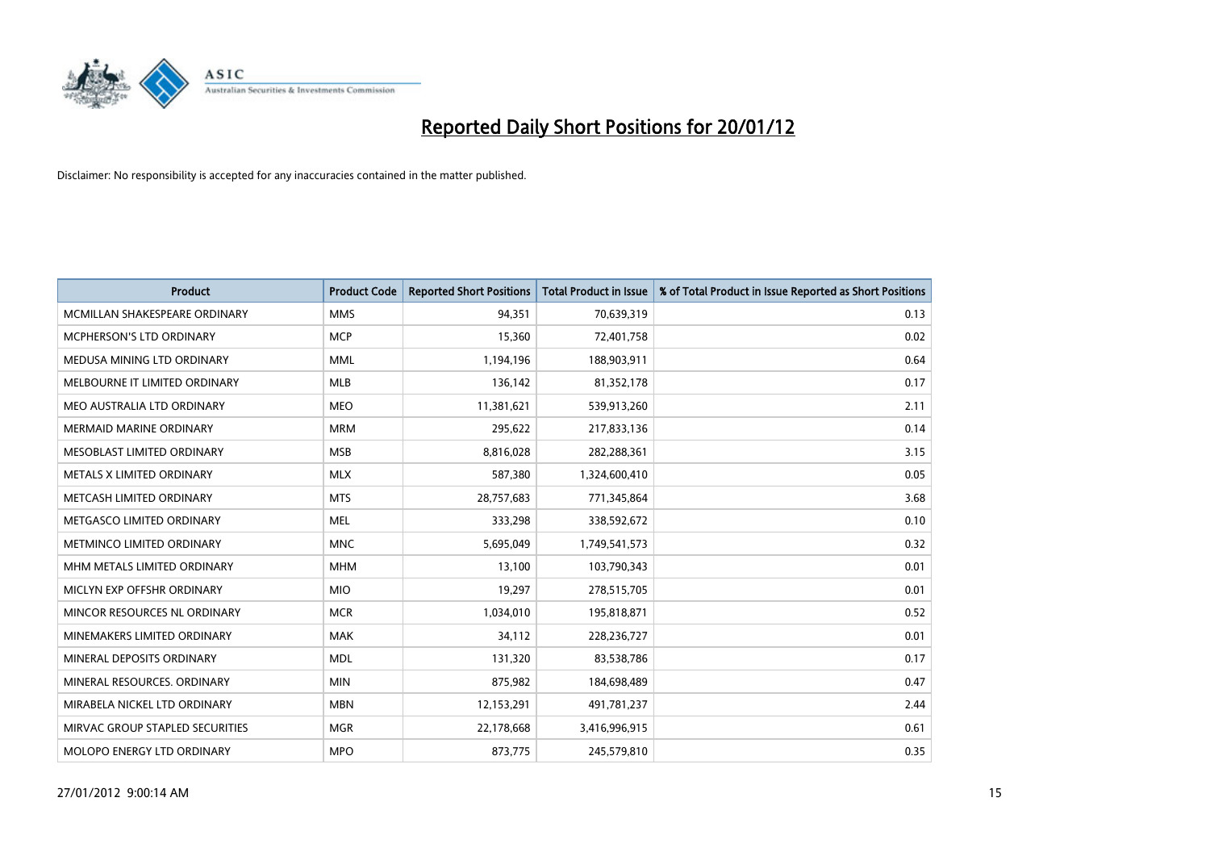# Reported Daily Short Positions for 20/01/12

Disclaimer: No responsibility is accepted for any inaccuracies contained in the matter published.

| Product | Product Code | Reported Short Positions | Total Product in Issue | % of Total Product in Issue Reported as Short Positions |
|---|---|---|---|---|
| MCMILLAN SHAKESPEARE ORDINARY | MMS | 94,351 | 70,639,319 | 0.13 |
| MCPHERSON'S LTD ORDINARY | MCP | 15,360 | 72,401,758 | 0.02 |
| MEDUSA MINING LTD ORDINARY | MML | 1,194,196 | 188,903,911 | 0.64 |
| MELBOURNE IT LIMITED ORDINARY | MLB | 136,142 | 81,352,178 | 0.17 |
| MEO AUSTRALIA LTD ORDINARY | MEO | 11,381,621 | 539,913,260 | 2.11 |
| MERMAID MARINE ORDINARY | MRM | 295,622 | 217,833,136 | 0.14 |
| MESOBLAST LIMITED ORDINARY | MSB | 8,816,028 | 282,288,361 | 3.15 |
| METALS X LIMITED ORDINARY | MLX | 587,380 | 1,324,600,410 | 0.05 |
| METCASH LIMITED ORDINARY | MTS | 28,757,683 | 771,345,864 | 3.68 |
| METGASCO LIMITED ORDINARY | MEL | 333,298 | 338,592,672 | 0.10 |
| METMINCO LIMITED ORDINARY | MNC | 5,695,049 | 1,749,541,573 | 0.32 |
| MHM METALS LIMITED ORDINARY | MHM | 13,100 | 103,790,343 | 0.01 |
| MICLYN EXP OFFSHR ORDINARY | MIO | 19,297 | 278,515,705 | 0.01 |
| MINCOR RESOURCES NL ORDINARY | MCR | 1,034,010 | 195,818,871 | 0.52 |
| MINEMAKERS LIMITED ORDINARY | MAK | 34,112 | 228,236,727 | 0.01 |
| MINERAL DEPOSITS ORDINARY | MDL | 131,320 | 83,538,786 | 0.17 |
| MINERAL RESOURCES. ORDINARY | MIN | 875,982 | 184,698,489 | 0.47 |
| MIRABELA NICKEL LTD ORDINARY | MBN | 12,153,291 | 491,781,237 | 2.44 |
| MIRVAC GROUP STAPLED SECURITIES | MGR | 22,178,668 | 3,416,996,915 | 0.61 |
| MOLOPO ENERGY LTD ORDINARY | MPO | 873,775 | 245,579,810 | 0.35 |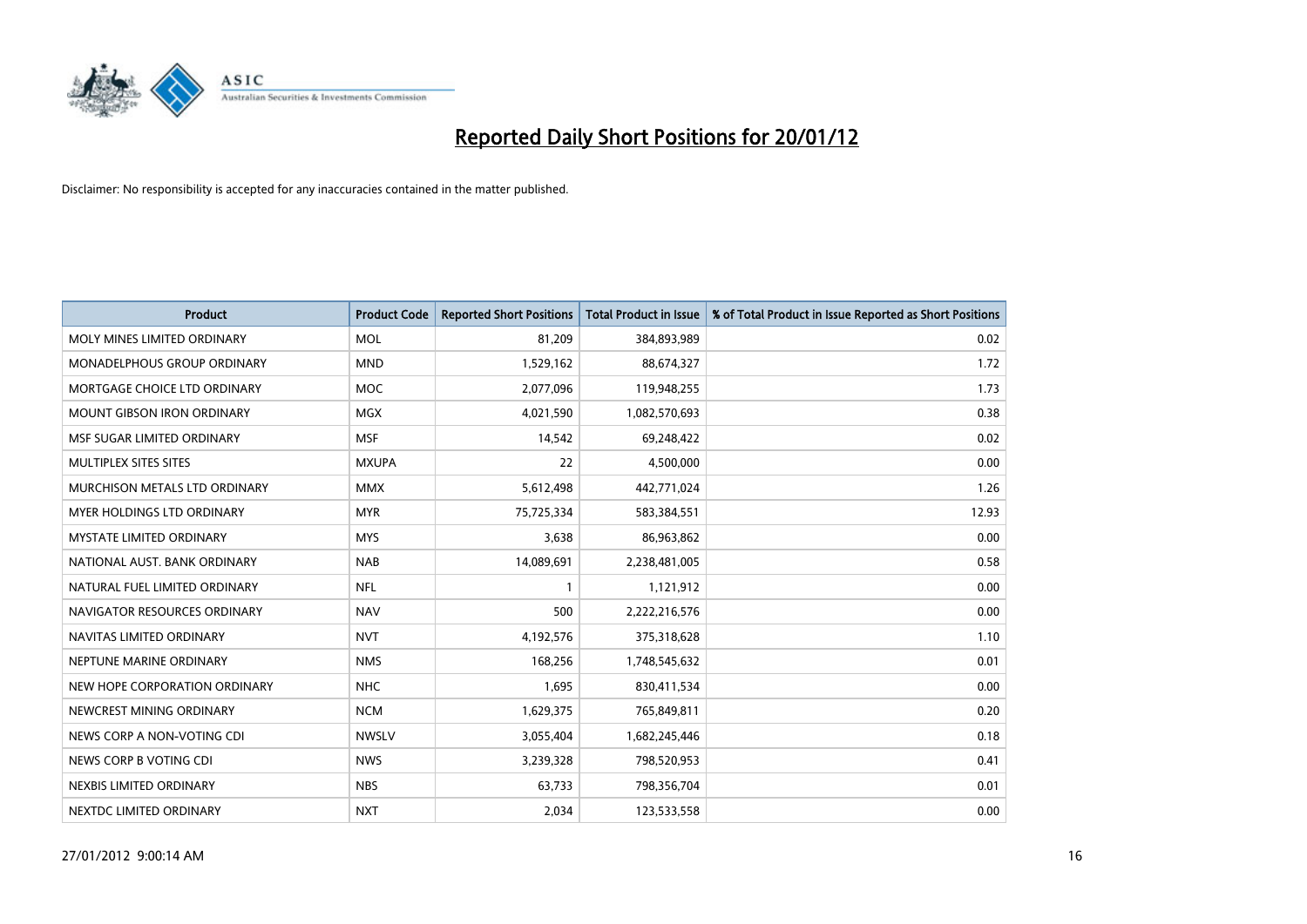# Reported Daily Short Positions for 20/01/12

Disclaimer: No responsibility is accepted for any inaccuracies contained in the matter published.

| Product | Product Code | Reported Short Positions | Total Product in Issue | % of Total Product in Issue Reported as Short Positions |
|---|---|---|---|---|
| MOLY MINES LIMITED ORDINARY | MOL | 81,209 | 384,893,989 | 0.02 |
| MONADELPHOUS GROUP ORDINARY | MND | 1,529,162 | 88,674,327 | 1.72 |
| MORTGAGE CHOICE LTD ORDINARY | MOC | 2,077,096 | 119,948,255 | 1.73 |
| MOUNT GIBSON IRON ORDINARY | MGX | 4,021,590 | 1,082,570,693 | 0.38 |
| MSF SUGAR LIMITED ORDINARY | MSF | 14,542 | 69,248,422 | 0.02 |
| MULTIPLEX SITES SITES | MXUPA | 22 | 4,500,000 | 0.00 |
| MURCHISON METALS LTD ORDINARY | MMX | 5,612,498 | 442,771,024 | 1.26 |
| MYER HOLDINGS LTD ORDINARY | MYR | 75,725,334 | 583,384,551 | 12.93 |
| MYSTATE LIMITED ORDINARY | MYS | 3,638 | 86,963,862 | 0.00 |
| NATIONAL AUST. BANK ORDINARY | NAB | 14,089,691 | 2,238,481,005 | 0.58 |
| NATURAL FUEL LIMITED ORDINARY | NFL | 1 | 1,121,912 | 0.00 |
| NAVIGATOR RESOURCES ORDINARY | NAV | 500 | 2,222,216,576 | 0.00 |
| NAVITAS LIMITED ORDINARY | NVT | 4,192,576 | 375,318,628 | 1.10 |
| NEPTUNE MARINE ORDINARY | NMS | 168,256 | 1,748,545,632 | 0.01 |
| NEW HOPE CORPORATION ORDINARY | NHC | 1,695 | 830,411,534 | 0.00 |
| NEWCREST MINING ORDINARY | NCM | 1,629,375 | 765,849,811 | 0.20 |
| NEWS CORP A NON-VOTING CDI | NWSLV | 3,055,404 | 1,682,245,446 | 0.18 |
| NEWS CORP B VOTING CDI | NWS | 3,239,328 | 798,520,953 | 0.41 |
| NEXBIS LIMITED ORDINARY | NBS | 63,733 | 798,356,704 | 0.01 |
| NEXTDC LIMITED ORDINARY | NXT | 2,034 | 123,533,558 | 0.00 |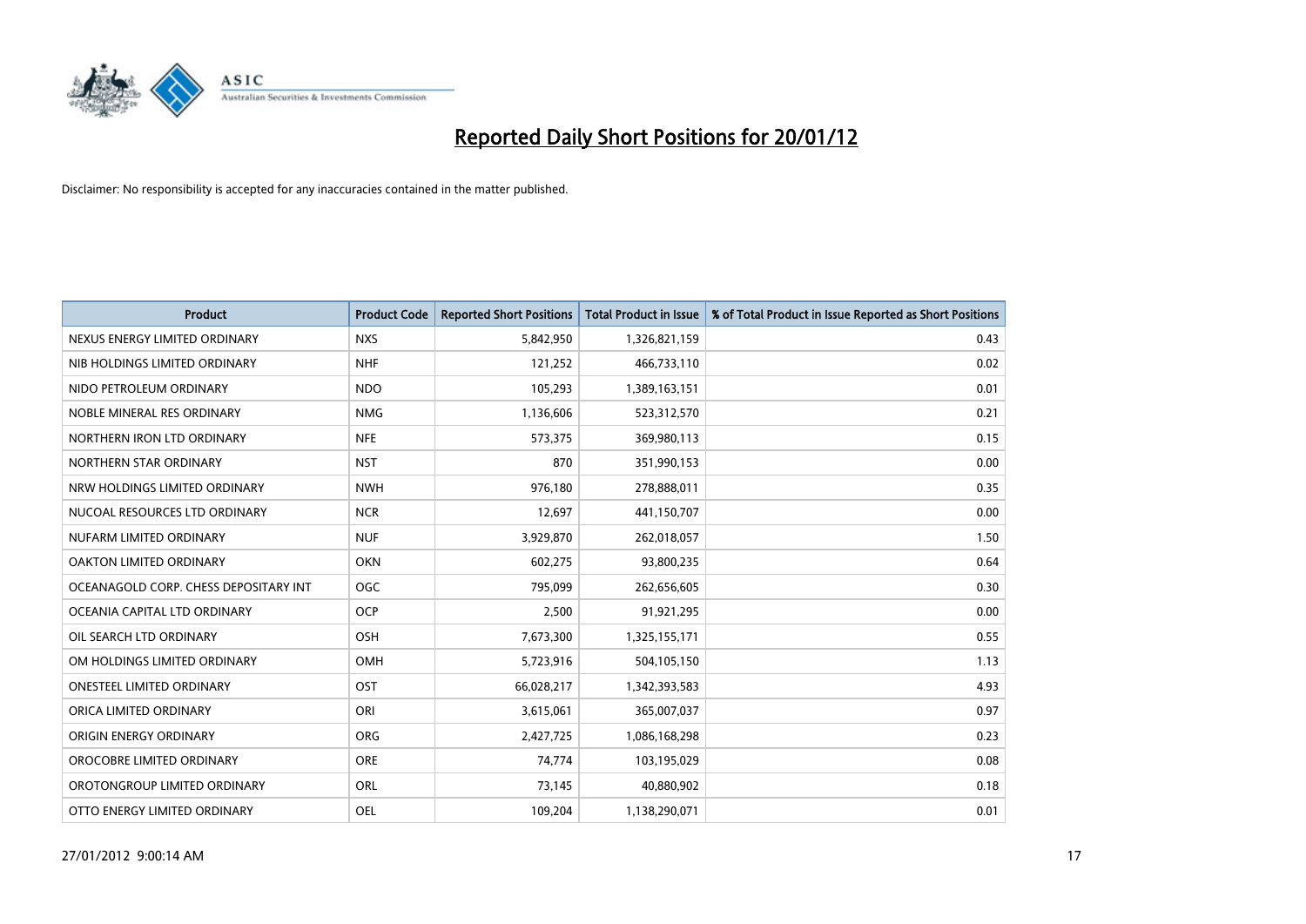# Reported Daily Short Positions for 20/01/12

Disclaimer: No responsibility is accepted for any inaccuracies contained in the matter published.

| Product | Product Code | Reported Short Positions | Total Product in Issue | % of Total Product in Issue Reported as Short Positions |
|---|---|---|---|---|
| NEXUS ENERGY LIMITED ORDINARY | NXS | 5,842,950 | 1,326,821,159 | 0.43 |
| NIB HOLDINGS LIMITED ORDINARY | NHF | 121,252 | 466,733,110 | 0.02 |
| NIDO PETROLEUM ORDINARY | NDO | 105,293 | 1,389,163,151 | 0.01 |
| NOBLE MINERAL RES ORDINARY | NMG | 1,136,606 | 523,312,570 | 0.21 |
| NORTHERN IRON LTD ORDINARY | NFE | 573,375 | 369,980,113 | 0.15 |
| NORTHERN STAR ORDINARY | NST | 870 | 351,990,153 | 0.00 |
| NRW HOLDINGS LIMITED ORDINARY | NWH | 976,180 | 278,888,011 | 0.35 |
| NUCOAL RESOURCES LTD ORDINARY | NCR | 12,697 | 441,150,707 | 0.00 |
| NUFARM LIMITED ORDINARY | NUF | 3,929,870 | 262,018,057 | 1.50 |
| OAKTON LIMITED ORDINARY | OKN | 602,275 | 93,800,235 | 0.64 |
| OCEANAGOLD CORP. CHESS DEPOSITARY INT | OGC | 795,099 | 262,656,605 | 0.30 |
| OCEANIA CAPITAL LTD ORDINARY | OCP | 2,500 | 91,921,295 | 0.00 |
| OIL SEARCH LTD ORDINARY | OSH | 7,673,300 | 1,325,155,171 | 0.55 |
| OM HOLDINGS LIMITED ORDINARY | OMH | 5,723,916 | 504,105,150 | 1.13 |
| ONESTEEL LIMITED ORDINARY | OST | 66,028,217 | 1,342,393,583 | 4.93 |
| ORICA LIMITED ORDINARY | ORI | 3,615,061 | 365,007,037 | 0.97 |
| ORIGIN ENERGY ORDINARY | ORG | 2,427,725 | 1,086,168,298 | 0.23 |
| OROCOBRE LIMITED ORDINARY | ORE | 74,774 | 103,195,029 | 0.08 |
| OROTONGROUP LIMITED ORDINARY | ORL | 73,145 | 40,880,902 | 0.18 |
| OTTO ENERGY LIMITED ORDINARY | OEL | 109,204 | 1,138,290,071 | 0.01 |

27/01/2012 9:00:14 AM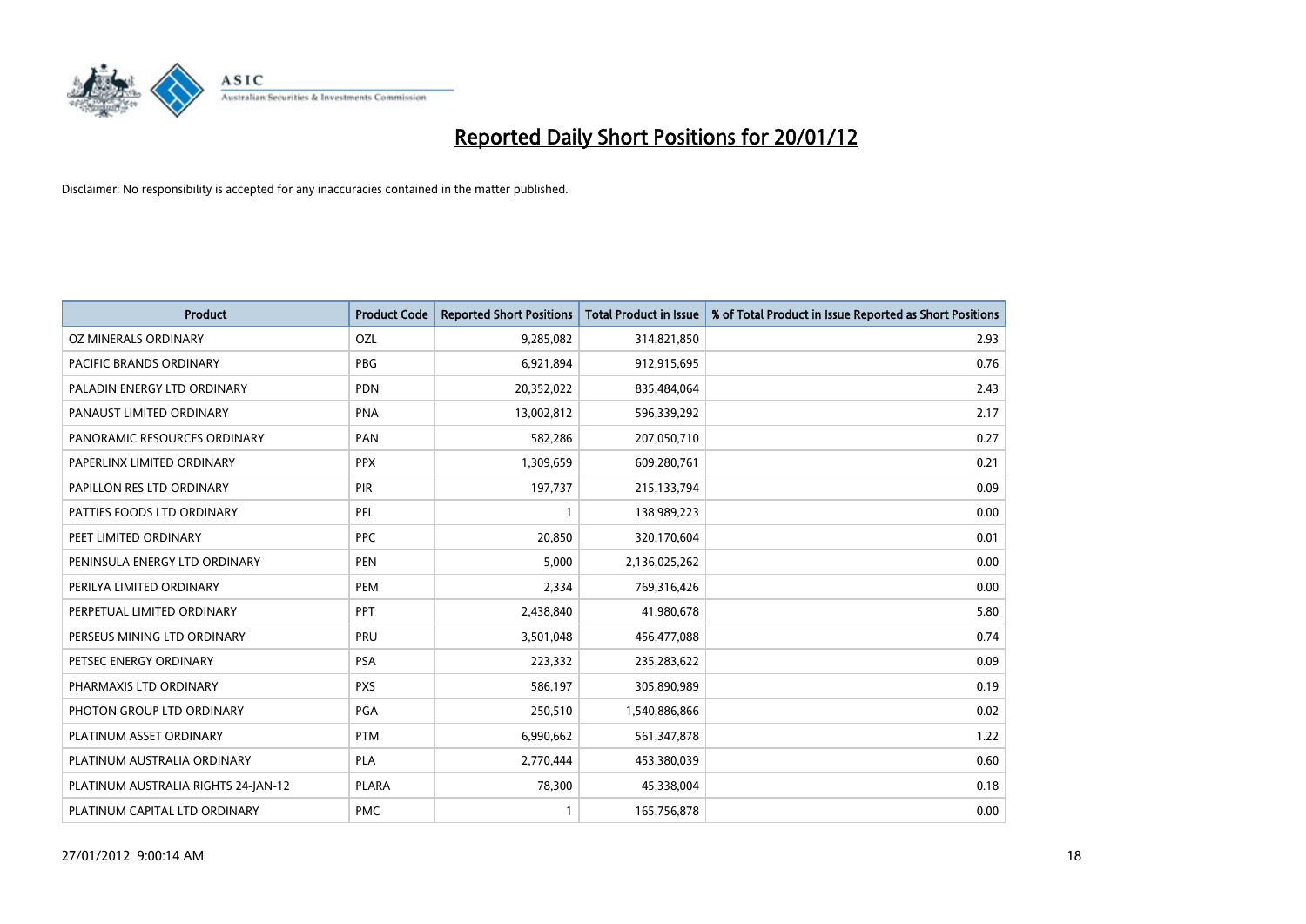# Reported Daily Short Positions for 20/01/12

Disclaimer: No responsibility is accepted for any inaccuracies contained in the matter published.

| Product | Product Code | Reported Short Positions | Total Product in Issue | % of Total Product in Issue Reported as Short Positions |
|---|---|---|---|---|
| OZ MINERALS ORDINARY | OZL | 9,285,082 | 314,821,850 | 2.93 |
| PACIFIC BRANDS ORDINARY | PBG | 6,921,894 | 912,915,695 | 0.76 |
| PALADIN ENERGY LTD ORDINARY | PDN | 20,352,022 | 835,484,064 | 2.43 |
| PANAUST LIMITED ORDINARY | PNA | 13,002,812 | 596,339,292 | 2.17 |
| PANORAMIC RESOURCES ORDINARY | PAN | 582,286 | 207,050,710 | 0.27 |
| PAPERLINX LIMITED ORDINARY | PPX | 1,309,659 | 609,280,761 | 0.21 |
| PAPILLON RES LTD ORDINARY | PIR | 197,737 | 215,133,794 | 0.09 |
| PATTIES FOODS LTD ORDINARY | PFL | 1 | 138,989,223 | 0.00 |
| PEET LIMITED ORDINARY | PPC | 20,850 | 320,170,604 | 0.01 |
| PENINSULA ENERGY LTD ORDINARY | PEN | 5,000 | 2,136,025,262 | 0.00 |
| PERILYA LIMITED ORDINARY | PEM | 2,334 | 769,316,426 | 0.00 |
| PERPETUAL LIMITED ORDINARY | PPT | 2,438,840 | 41,980,678 | 5.80 |
| PERSEUS MINING LTD ORDINARY | PRU | 3,501,048 | 456,477,088 | 0.74 |
| PETSEC ENERGY ORDINARY | PSA | 223,332 | 235,283,622 | 0.09 |
| PHARMAXIS LTD ORDINARY | PXS | 586,197 | 305,890,989 | 0.19 |
| PHOTON GROUP LTD ORDINARY | PGA | 250,510 | 1,540,886,866 | 0.02 |
| PLATINUM ASSET ORDINARY | PTM | 6,990,662 | 561,347,878 | 1.22 |
| PLATINUM AUSTRALIA ORDINARY | PLA | 2,770,444 | 453,380,039 | 0.60 |
| PLATINUM AUSTRALIA RIGHTS 24-JAN-12 | PLARA | 78,300 | 45,338,004 | 0.18 |
| PLATINUM CAPITAL LTD ORDINARY | PMC | 1 | 165,756,878 | 0.00 |

27/01/2012 9:00:14 AM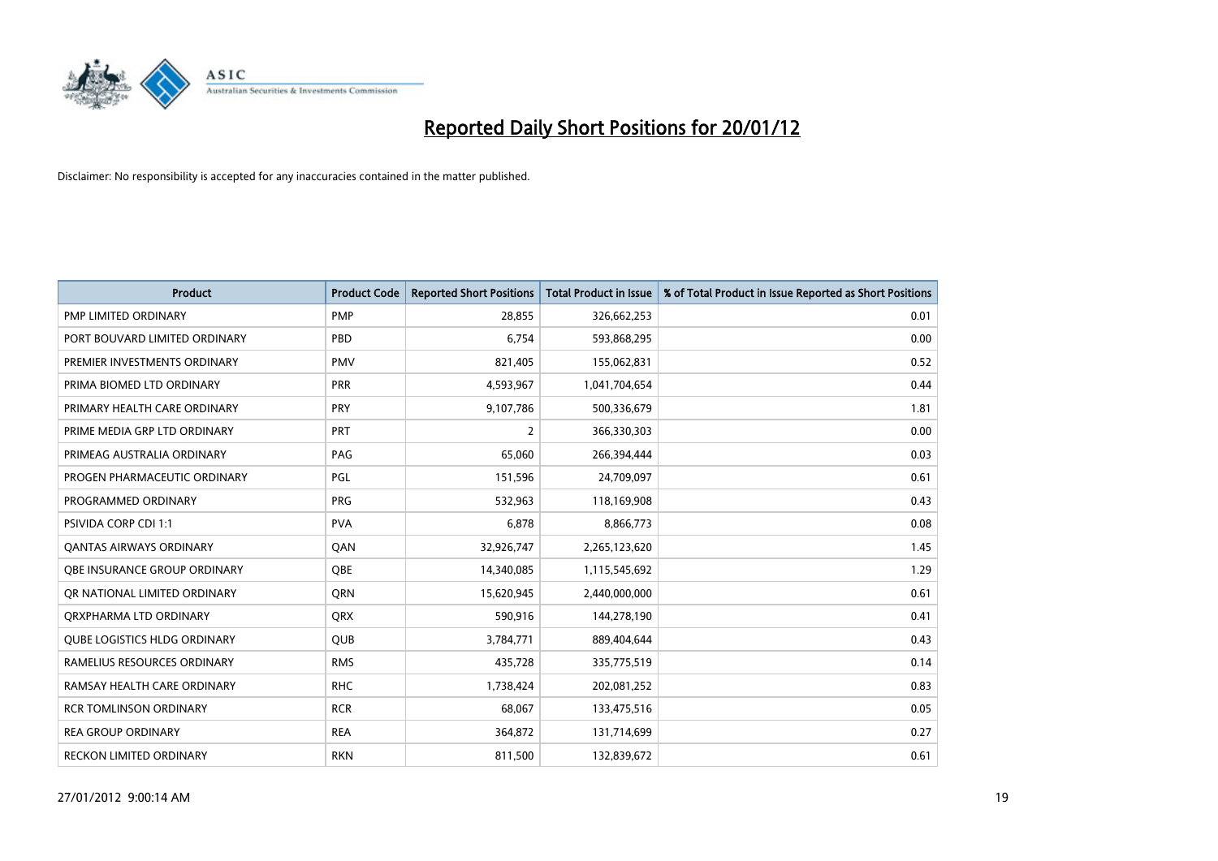# Reported Daily Short Positions for 20/01/12

Disclaimer: No responsibility is accepted for any inaccuracies contained in the matter published.

| Product | Product Code | Reported Short Positions | Total Product in Issue | % of Total Product in Issue Reported as Short Positions |
|---|---|---|---|---|
| PMP LIMITED ORDINARY | PMP | 28,855 | 326,662,253 | 0.01 |
| PORT BOUVARD LIMITED ORDINARY | PBD | 6,754 | 593,868,295 | 0.00 |
| PREMIER INVESTMENTS ORDINARY | PMV | 821,405 | 155,062,831 | 0.52 |
| PRIMA BIOMED LTD ORDINARY | PRR | 4,593,967 | 1,041,704,654 | 0.44 |
| PRIMARY HEALTH CARE ORDINARY | PRY | 9,107,786 | 500,336,679 | 1.81 |
| PRIME MEDIA GRP LTD ORDINARY | PRT | 2 | 366,330,303 | 0.00 |
| PRIMEAG AUSTRALIA ORDINARY | PAG | 65,060 | 266,394,444 | 0.03 |
| PROGEN PHARMACEUTIC ORDINARY | PGL | 151,596 | 24,709,097 | 0.61 |
| PROGRAMMED ORDINARY | PRG | 532,963 | 118,169,908 | 0.43 |
| PSIVIDA CORP CDI 1:1 | PVA | 6,878 | 8,866,773 | 0.08 |
| QANTAS AIRWAYS ORDINARY | QAN | 32,926,747 | 2,265,123,620 | 1.45 |
| QBE INSURANCE GROUP ORDINARY | QBE | 14,340,085 | 1,115,545,692 | 1.29 |
| QR NATIONAL LIMITED ORDINARY | QRN | 15,620,945 | 2,440,000,000 | 0.61 |
| QRXPHARMA LTD ORDINARY | QRX | 590,916 | 144,278,190 | 0.41 |
| QUBE LOGISTICS HLDG ORDINARY | QUB | 3,784,771 | 889,404,644 | 0.43 |
| RAMELIUS RESOURCES ORDINARY | RMS | 435,728 | 335,775,519 | 0.14 |
| RAMSAY HEALTH CARE ORDINARY | RHC | 1,738,424 | 202,081,252 | 0.83 |
| RCR TOMLINSON ORDINARY | RCR | 68,067 | 133,475,516 | 0.05 |
| REA GROUP ORDINARY | REA | 364,872 | 131,714,699 | 0.27 |
| RECKON LIMITED ORDINARY | RKN | 811,500 | 132,839,672 | 0.61 |

27/01/2012 9:00:14 AM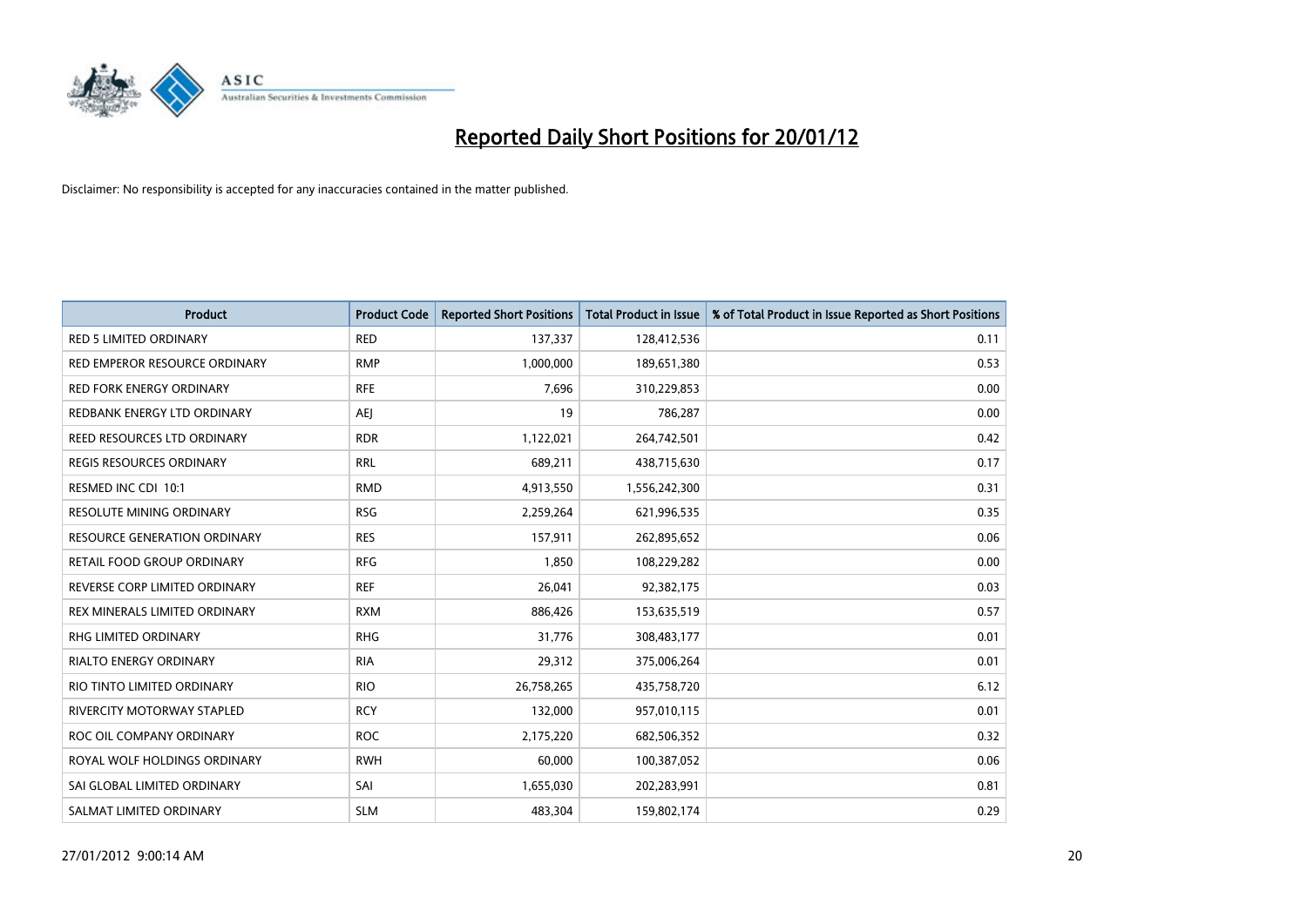# Reported Daily Short Positions for 20/01/12

Disclaimer: No responsibility is accepted for any inaccuracies contained in the matter published.

| Product | Product Code | Reported Short Positions | Total Product in Issue | % of Total Product in Issue Reported as Short Positions |
|---|---|---|---|---|
| RED 5 LIMITED ORDINARY | RED | 137,337 | 128,412,536 | 0.11 |
| RED EMPEROR RESOURCE ORDINARY | RMP | 1,000,000 | 189,651,380 | 0.53 |
| RED FORK ENERGY ORDINARY | RFE | 7,696 | 310,229,853 | 0.00 |
| REDBANK ENERGY LTD ORDINARY | AEJ | 19 | 786,287 | 0.00 |
| REED RESOURCES LTD ORDINARY | RDR | 1,122,021 | 264,742,501 | 0.42 |
| REGIS RESOURCES ORDINARY | RRL | 689,211 | 438,715,630 | 0.17 |
| RESMED INC CDI 10:1 | RMD | 4,913,550 | 1,556,242,300 | 0.31 |
| RESOLUTE MINING ORDINARY | RSG | 2,259,264 | 621,996,535 | 0.35 |
| RESOURCE GENERATION ORDINARY | RES | 157,911 | 262,895,652 | 0.06 |
| RETAIL FOOD GROUP ORDINARY | RFG | 1,850 | 108,229,282 | 0.00 |
| REVERSE CORP LIMITED ORDINARY | REF | 26,041 | 92,382,175 | 0.03 |
| REX MINERALS LIMITED ORDINARY | RXM | 886,426 | 153,635,519 | 0.57 |
| RHG LIMITED ORDINARY | RHG | 31,776 | 308,483,177 | 0.01 |
| RIALTO ENERGY ORDINARY | RIA | 29,312 | 375,006,264 | 0.01 |
| RIO TINTO LIMITED ORDINARY | RIO | 26,758,265 | 435,758,720 | 6.12 |
| RIVERCITY MOTORWAY STAPLED | RCY | 132,000 | 957,010,115 | 0.01 |
| ROC OIL COMPANY ORDINARY | ROC | 2,175,220 | 682,506,352 | 0.32 |
| ROYAL WOLF HOLDINGS ORDINARY | RWH | 60,000 | 100,387,052 | 0.06 |
| SAI GLOBAL LIMITED ORDINARY | SAI | 1,655,030 | 202,283,991 | 0.81 |
| SALMAT LIMITED ORDINARY | SLM | 483,304 | 159,802,174 | 0.29 |

27/01/2012 9:00:14 AM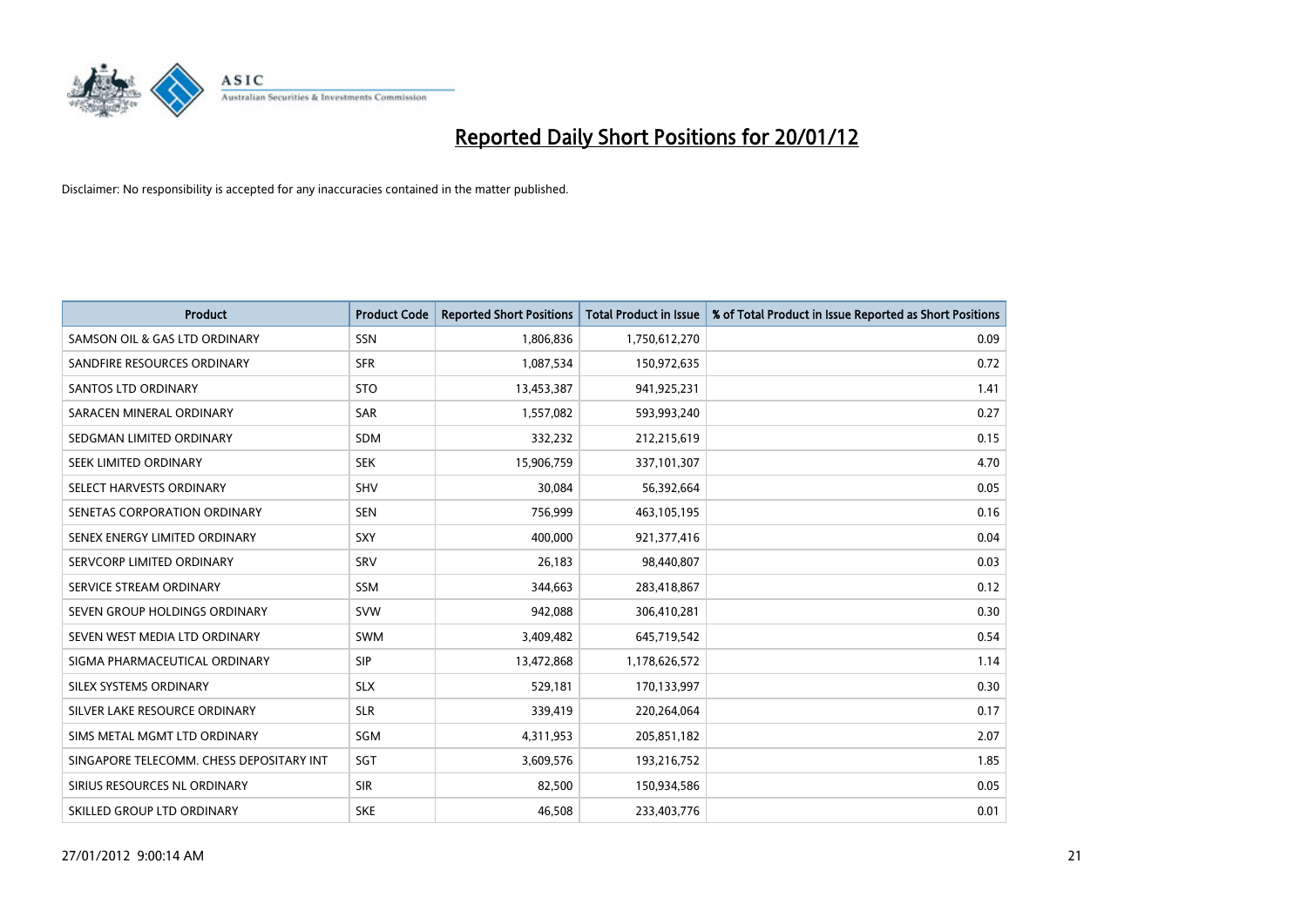# Reported Daily Short Positions for 20/01/12

Disclaimer: No responsibility is accepted for any inaccuracies contained in the matter published.

| Product | Product Code | Reported Short Positions | Total Product in Issue | % of Total Product in Issue Reported as Short Positions |
|---|---|---|---|---|
| SAMSON OIL & GAS LTD ORDINARY | SSN | 1,806,836 | 1,750,612,270 | 0.09 |
| SANDFIRE RESOURCES ORDINARY | SFR | 1,087,534 | 150,972,635 | 0.72 |
| SANTOS LTD ORDINARY | STO | 13,453,387 | 941,925,231 | 1.41 |
| SARACEN MINERAL ORDINARY | SAR | 1,557,082 | 593,993,240 | 0.27 |
| SEDGMAN LIMITED ORDINARY | SDM | 332,232 | 212,215,619 | 0.15 |
| SEEK LIMITED ORDINARY | SEK | 15,906,759 | 337,101,307 | 4.70 |
| SELECT HARVESTS ORDINARY | SHV | 30,084 | 56,392,664 | 0.05 |
| SENETAS CORPORATION ORDINARY | SEN | 756,999 | 463,105,195 | 0.16 |
| SENEX ENERGY LIMITED ORDINARY | SXY | 400,000 | 921,377,416 | 0.04 |
| SERVCORP LIMITED ORDINARY | SRV | 26,183 | 98,440,807 | 0.03 |
| SERVICE STREAM ORDINARY | SSM | 344,663 | 283,418,867 | 0.12 |
| SEVEN GROUP HOLDINGS ORDINARY | SVW | 942,088 | 306,410,281 | 0.30 |
| SEVEN WEST MEDIA LTD ORDINARY | SWM | 3,409,482 | 645,719,542 | 0.54 |
| SIGMA PHARMACEUTICAL ORDINARY | SIP | 13,472,868 | 1,178,626,572 | 1.14 |
| SILEX SYSTEMS ORDINARY | SLX | 529,181 | 170,133,997 | 0.30 |
| SILVER LAKE RESOURCE ORDINARY | SLR | 339,419 | 220,264,064 | 0.17 |
| SIMS METAL MGMT LTD ORDINARY | SGM | 4,311,953 | 205,851,182 | 2.07 |
| SINGAPORE TELECOMM. CHESS DEPOSITARY INT | SGT | 3,609,576 | 193,216,752 | 1.85 |
| SIRIUS RESOURCES NL ORDINARY | SIR | 82,500 | 150,934,586 | 0.05 |
| SKILLED GROUP LTD ORDINARY | SKE | 46,508 | 233,403,776 | 0.01 |

27/01/2012 9:00:14 AM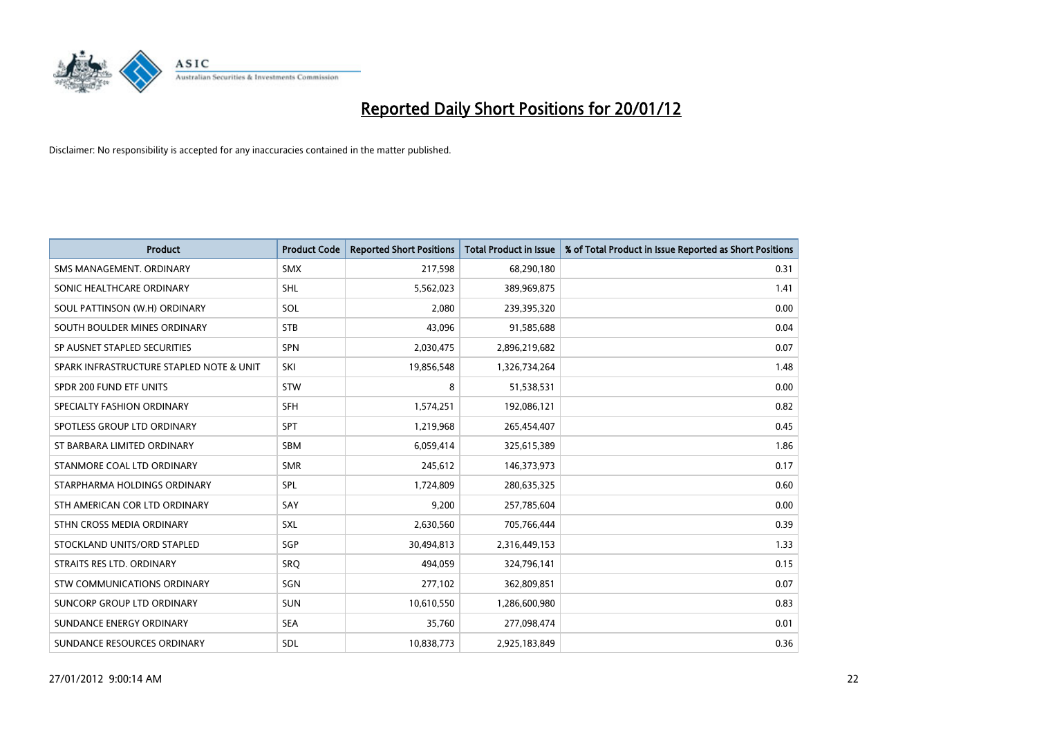# Reported Daily Short Positions for 20/01/12

Disclaimer: No responsibility is accepted for any inaccuracies contained in the matter published.

| Product | Product Code | Reported Short Positions | Total Product in Issue | % of Total Product in Issue Reported as Short Positions |
|---|---|---|---|---|
| SMS MANAGEMENT. ORDINARY | SMX | 217,598 | 68,290,180 | 0.31 |
| SONIC HEALTHCARE ORDINARY | SHL | 5,562,023 | 389,969,875 | 1.41 |
| SOUL PATTINSON (W.H) ORDINARY | SOL | 2,080 | 239,395,320 | 0.00 |
| SOUTH BOULDER MINES ORDINARY | STB | 43,096 | 91,585,688 | 0.04 |
| SP AUSNET STAPLED SECURITIES | SPN | 2,030,475 | 2,896,219,682 | 0.07 |
| SPARK INFRASTRUCTURE STAPLED NOTE & UNIT | SKI | 19,856,548 | 1,326,734,264 | 1.48 |
| SPDR 200 FUND ETF UNITS | STW | 8 | 51,538,531 | 0.00 |
| SPECIALTY FASHION ORDINARY | SFH | 1,574,251 | 192,086,121 | 0.82 |
| SPOTLESS GROUP LTD ORDINARY | SPT | 1,219,968 | 265,454,407 | 0.45 |
| ST BARBARA LIMITED ORDINARY | SBM | 6,059,414 | 325,615,389 | 1.86 |
| STANMORE COAL LTD ORDINARY | SMR | 245,612 | 146,373,973 | 0.17 |
| STARPHARMA HOLDINGS ORDINARY | SPL | 1,724,809 | 280,635,325 | 0.60 |
| STH AMERICAN COR LTD ORDINARY | SAY | 9,200 | 257,785,604 | 0.00 |
| STHN CROSS MEDIA ORDINARY | SXL | 2,630,560 | 705,766,444 | 0.39 |
| STOCKLAND UNITS/ORD STAPLED | SGP | 30,494,813 | 2,316,449,153 | 1.33 |
| STRAITS RES LTD. ORDINARY | SRQ | 494,059 | 324,796,141 | 0.15 |
| STW COMMUNICATIONS ORDINARY | SGN | 277,102 | 362,809,851 | 0.07 |
| SUNCORP GROUP LTD ORDINARY | SUN | 10,610,550 | 1,286,600,980 | 0.83 |
| SUNDANCE ENERGY ORDINARY | SEA | 35,760 | 277,098,474 | 0.01 |
| SUNDANCE RESOURCES ORDINARY | SDL | 10,838,773 | 2,925,183,849 | 0.36 |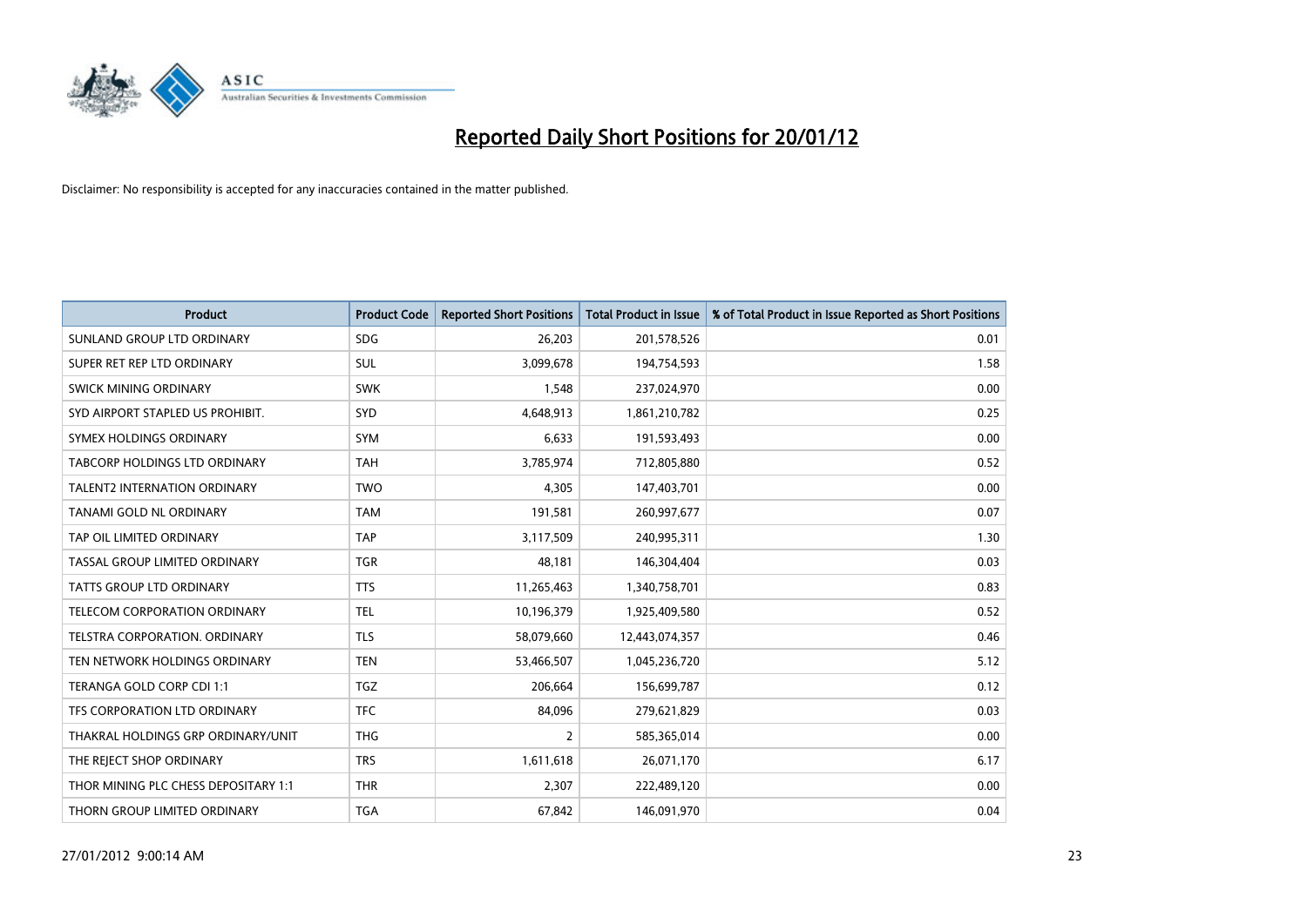# Reported Daily Short Positions for 20/01/12

Disclaimer: No responsibility is accepted for any inaccuracies contained in the matter published.

| Product | Product Code | Reported Short Positions | Total Product in Issue | % of Total Product in Issue Reported as Short Positions |
|---|---|---|---|---|
| SUNLAND GROUP LTD ORDINARY | SDG | 26,203 | 201,578,526 | 0.01 |
| SUPER RET REP LTD ORDINARY | SUL | 3,099,678 | 194,754,593 | 1.58 |
| SWICK MINING ORDINARY | SWK | 1,548 | 237,024,970 | 0.00 |
| SYD AIRPORT STAPLED US PROHIBIT. | SYD | 4,648,913 | 1,861,210,782 | 0.25 |
| SYMEX HOLDINGS ORDINARY | SYM | 6,633 | 191,593,493 | 0.00 |
| TABCORP HOLDINGS LTD ORDINARY | TAH | 3,785,974 | 712,805,880 | 0.52 |
| TALENT2 INTERNATION ORDINARY | TWO | 4,305 | 147,403,701 | 0.00 |
| TANAMI GOLD NL ORDINARY | TAM | 191,581 | 260,997,677 | 0.07 |
| TAP OIL LIMITED ORDINARY | TAP | 3,117,509 | 240,995,311 | 1.30 |
| TASSAL GROUP LIMITED ORDINARY | TGR | 48,181 | 146,304,404 | 0.03 |
| TATTS GROUP LTD ORDINARY | TTS | 11,265,463 | 1,340,758,701 | 0.83 |
| TELECOM CORPORATION ORDINARY | TEL | 10,196,379 | 1,925,409,580 | 0.52 |
| TELSTRA CORPORATION. ORDINARY | TLS | 58,079,660 | 12,443,074,357 | 0.46 |
| TEN NETWORK HOLDINGS ORDINARY | TEN | 53,466,507 | 1,045,236,720 | 5.12 |
| TERANGA GOLD CORP CDI 1:1 | TGZ | 206,664 | 156,699,787 | 0.12 |
| TFS CORPORATION LTD ORDINARY | TFC | 84,096 | 279,621,829 | 0.03 |
| THAKRAL HOLDINGS GRP ORDINARY/UNIT | THG | 2 | 585,365,014 | 0.00 |
| THE REJECT SHOP ORDINARY | TRS | 1,611,618 | 26,071,170 | 6.17 |
| THOR MINING PLC CHESS DEPOSITARY 1:1 | THR | 2,307 | 222,489,120 | 0.00 |
| THORN GROUP LIMITED ORDINARY | TGA | 67,842 | 146,091,970 | 0.04 |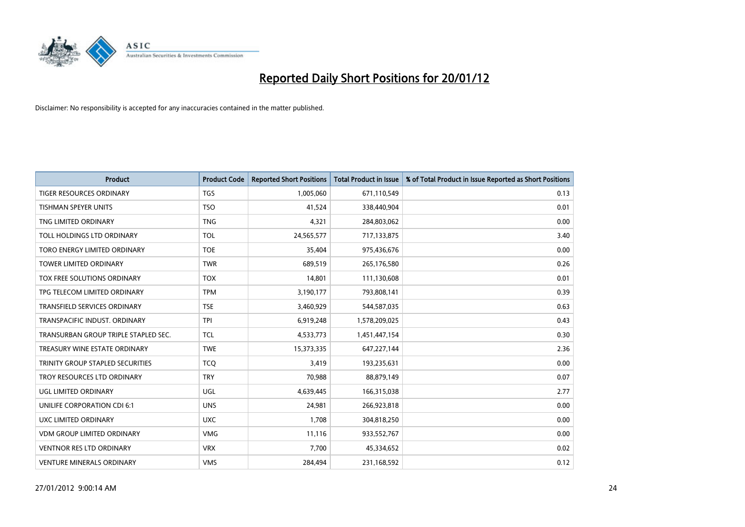# Reported Daily Short Positions for 20/01/12

Disclaimer: No responsibility is accepted for any inaccuracies contained in the matter published.

| Product | Product Code | Reported Short Positions | Total Product in Issue | % of Total Product in Issue Reported as Short Positions |
|---|---|---|---|---|
| TIGER RESOURCES ORDINARY | TGS | 1,005,060 | 671,110,549 | 0.13 |
| TISHMAN SPEYER UNITS | TSO | 41,524 | 338,440,904 | 0.01 |
| TNG LIMITED ORDINARY | TNG | 4,321 | 284,803,062 | 0.00 |
| TOLL HOLDINGS LTD ORDINARY | TOL | 24,565,577 | 717,133,875 | 3.40 |
| TORO ENERGY LIMITED ORDINARY | TOE | 35,404 | 975,436,676 | 0.00 |
| TOWER LIMITED ORDINARY | TWR | 689,519 | 265,176,580 | 0.26 |
| TOX FREE SOLUTIONS ORDINARY | TOX | 14,801 | 111,130,608 | 0.01 |
| TPG TELECOM LIMITED ORDINARY | TPM | 3,190,177 | 793,808,141 | 0.39 |
| TRANSFIELD SERVICES ORDINARY | TSE | 3,460,929 | 544,587,035 | 0.63 |
| TRANSPACIFIC INDUST. ORDINARY | TPI | 6,919,248 | 1,578,209,025 | 0.43 |
| TRANSURBAN GROUP TRIPLE STAPLED SEC. | TCL | 4,533,773 | 1,451,447,154 | 0.30 |
| TREASURY WINE ESTATE ORDINARY | TWE | 15,373,335 | 647,227,144 | 2.36 |
| TRINITY GROUP STAPLED SECURITIES | TCQ | 3,419 | 193,235,631 | 0.00 |
| TROY RESOURCES LTD ORDINARY | TRY | 70,988 | 88,879,149 | 0.07 |
| UGL LIMITED ORDINARY | UGL | 4,639,445 | 166,315,038 | 2.77 |
| UNILIFE CORPORATION CDI 6:1 | UNS | 24,981 | 266,923,818 | 0.00 |
| UXC LIMITED ORDINARY | UXC | 1,708 | 304,818,250 | 0.00 |
| VDM GROUP LIMITED ORDINARY | VMG | 11,116 | 933,552,767 | 0.00 |
| VENTNOR RES LTD ORDINARY | VRX | 7,700 | 45,334,652 | 0.02 |
| VENTURE MINERALS ORDINARY | VMS | 284,494 | 231,168,592 | 0.12 |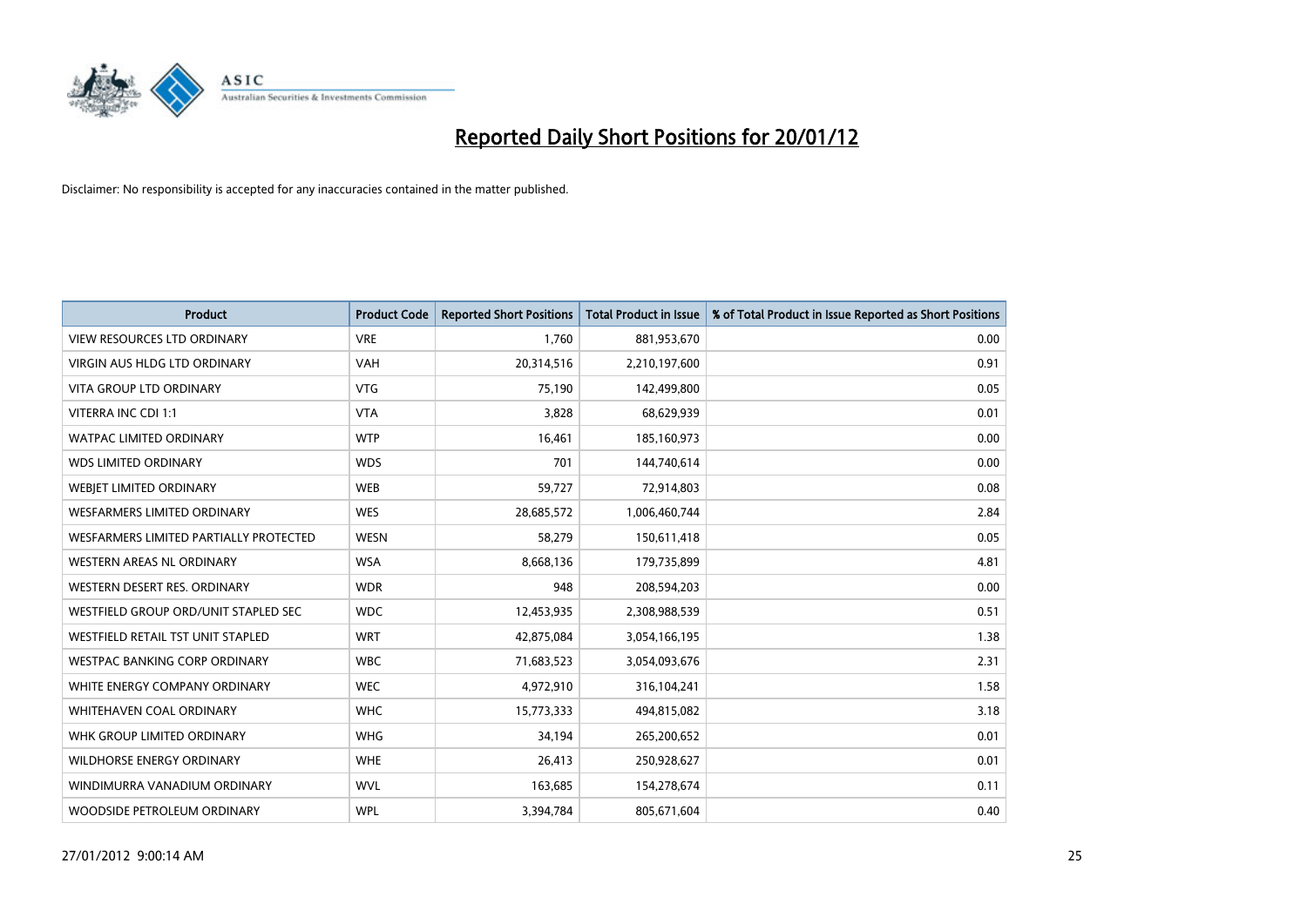# Reported Daily Short Positions for 20/01/12

Disclaimer: No responsibility is accepted for any inaccuracies contained in the matter published.

| Product | Product Code | Reported Short Positions | Total Product in Issue | % of Total Product in Issue Reported as Short Positions |
|---|---|---|---|---|
| VIEW RESOURCES LTD ORDINARY | VRE | 1,760 | 881,953,670 | 0.00 |
| VIRGIN AUS HLDG LTD ORDINARY | VAH | 20,314,516 | 2,210,197,600 | 0.91 |
| VITA GROUP LTD ORDINARY | VTG | 75,190 | 142,499,800 | 0.05 |
| VITERRA INC CDI 1:1 | VTA | 3,828 | 68,629,939 | 0.01 |
| WATPAC LIMITED ORDINARY | WTP | 16,461 | 185,160,973 | 0.00 |
| WDS LIMITED ORDINARY | WDS | 701 | 144,740,614 | 0.00 |
| WEBJET LIMITED ORDINARY | WEB | 59,727 | 72,914,803 | 0.08 |
| WESFARMERS LIMITED ORDINARY | WES | 28,685,572 | 1,006,460,744 | 2.84 |
| WESFARMERS LIMITED PARTIALLY PROTECTED | WESN | 58,279 | 150,611,418 | 0.05 |
| WESTERN AREAS NL ORDINARY | WSA | 8,668,136 | 179,735,899 | 4.81 |
| WESTERN DESERT RES. ORDINARY | WDR | 948 | 208,594,203 | 0.00 |
| WESTFIELD GROUP ORD/UNIT STAPLED SEC | WDC | 12,453,935 | 2,308,988,539 | 0.51 |
| WESTFIELD RETAIL TST UNIT STAPLED | WRT | 42,875,084 | 3,054,166,195 | 1.38 |
| WESTPAC BANKING CORP ORDINARY | WBC | 71,683,523 | 3,054,093,676 | 2.31 |
| WHITE ENERGY COMPANY ORDINARY | WEC | 4,972,910 | 316,104,241 | 1.58 |
| WHITEHAVEN COAL ORDINARY | WHC | 15,773,333 | 494,815,082 | 3.18 |
| WHK GROUP LIMITED ORDINARY | WHG | 34,194 | 265,200,652 | 0.01 |
| WILDHORSE ENERGY ORDINARY | WHE | 26,413 | 250,928,627 | 0.01 |
| WINDIMURRA VANADIUM ORDINARY | WVL | 163,685 | 154,278,674 | 0.11 |
| WOODSIDE PETROLEUM ORDINARY | WPL | 3,394,784 | 805,671,604 | 0.40 |

27/01/2012 9:00:14 AM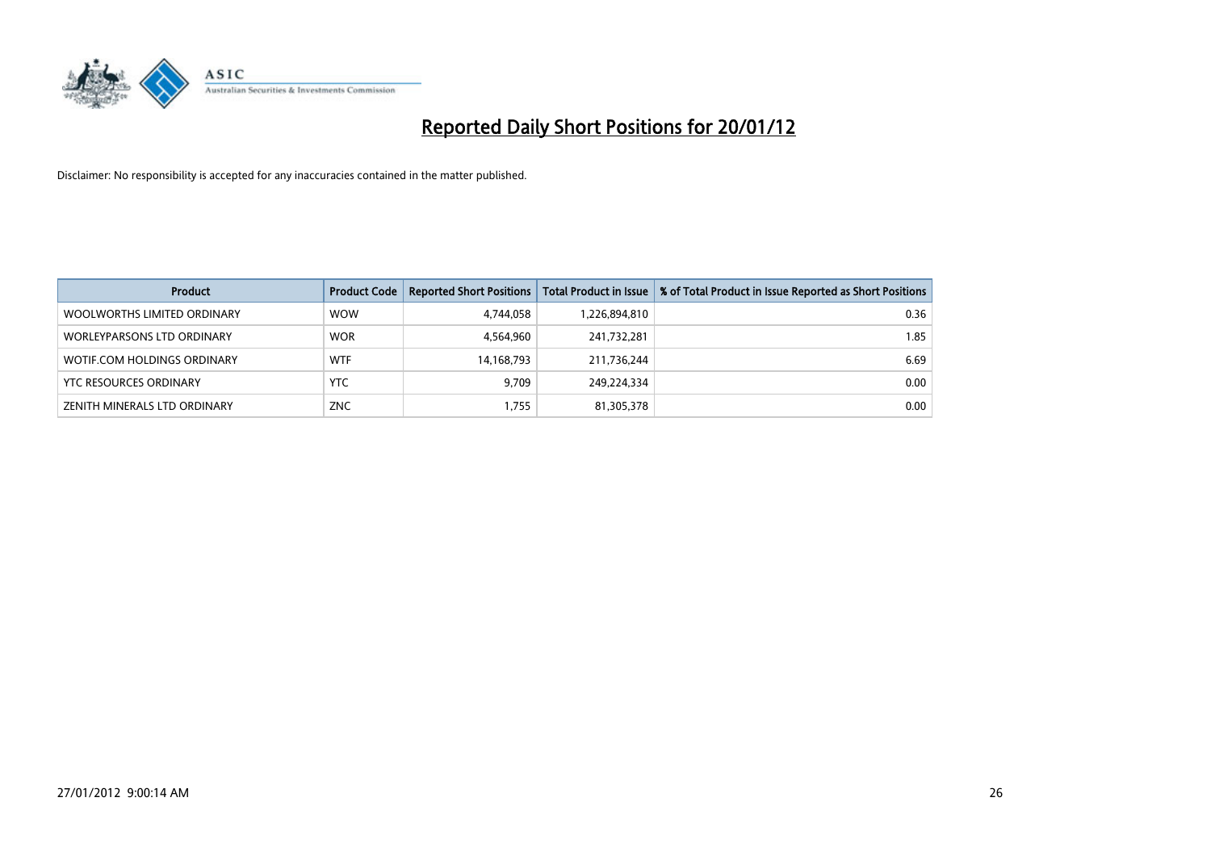# Reported Daily Short Positions for 20/01/12

Disclaimer: No responsibility is accepted for any inaccuracies contained in the matter published.

| Product | Product Code | Reported Short Positions | Total Product in Issue | % of Total Product in Issue Reported as Short Positions |
|---|---|---|---|---|
| WOOLWORTHS LIMITED ORDINARY | WOW | 4,744,058 | 1,226,894,810 | 0.36 |
| WORLEYPARSONS LTD ORDINARY | WOR | 4,564,960 | 241,732,281 | 1.85 |
| WOTIF.COM HOLDINGS ORDINARY | WTF | 14,168,793 | 211,736,244 | 6.69 |
| YTC RESOURCES ORDINARY | YTC | 9,709 | 249,224,334 | 0.00 |
| ZENITH MINERALS LTD ORDINARY | ZNC | 1,755 | 81,305,378 | 0.00 |

27/01/2012 9:00:14 AM